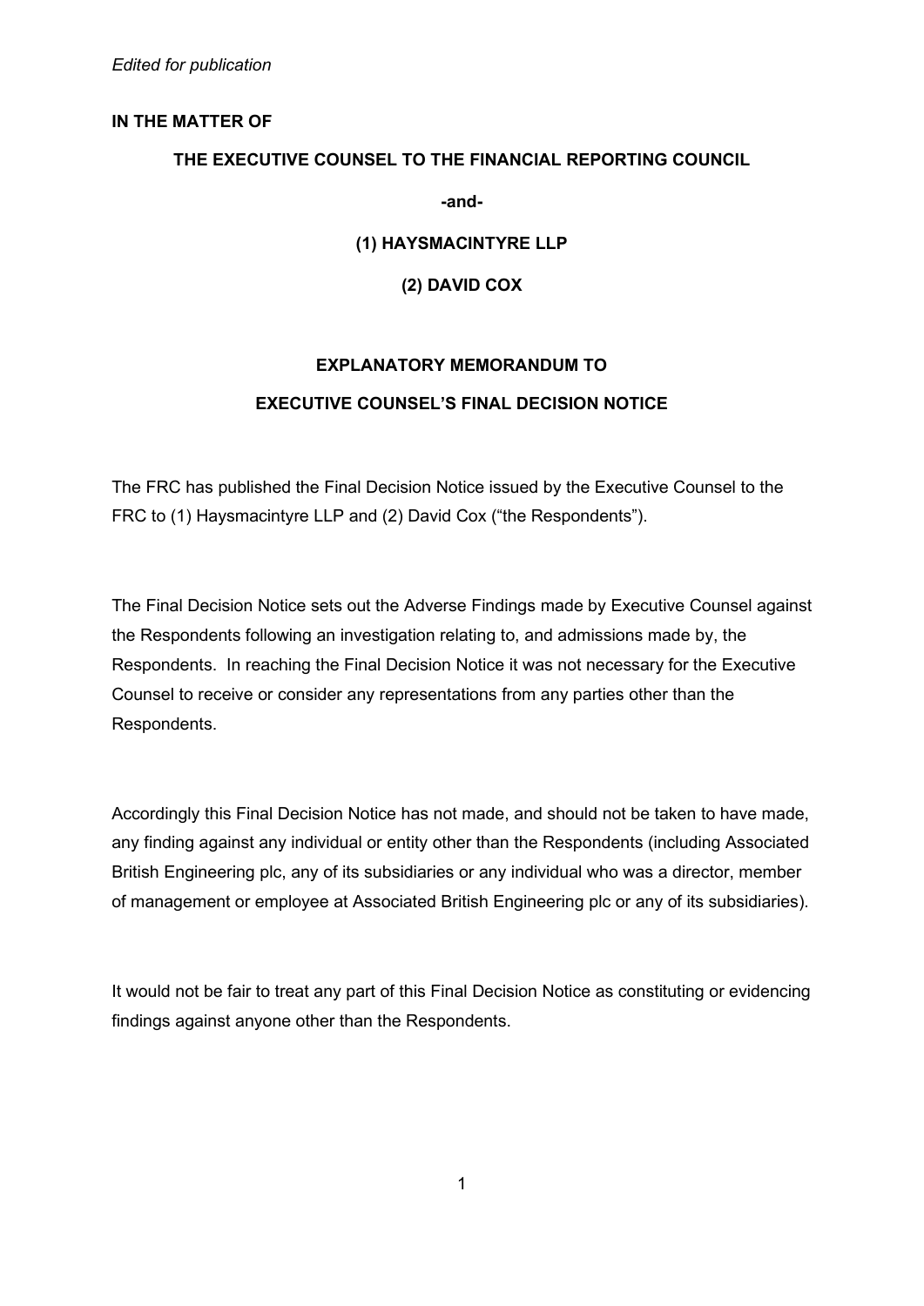*Edited for publication*

**IN THE MATTER OF**

**THE EXECUTIVE COUNSEL TO THE FINANCIAL REPORTING COUNCIL**

**-and-**

**(1) HAYSMACINTYRE LLP**

**(2) DAVID COX**

**EXPLANATORY MEMORANDUM TO**

**EXECUTIVE COUNSEL'S FINAL DECISION NOTICE**

The FRC has published the Final Decision Notice issued by the Executive Counsel to the FRC to (1) Haysmacintyre LLP and (2) David Cox ("the Respondents").

The Final Decision Notice sets out the Adverse Findings made by Executive Counsel against the Respondents following an investigation relating to, and admissions made by, the Respondents. In reaching the Final Decision Notice it was not necessary for the Executive Counsel to receive or consider any representations from any parties other than the Respondents.

Accordingly this Final Decision Notice has not made, and should not be taken to have made, any finding against any individual or entity other than the Respondents (including Associated British Engineering plc, any of its subsidiaries or any individual who was a director, member of management or employee at Associated British Engineering plc or any of its subsidiaries).

It would not be fair to treat any part of this Final Decision Notice as constituting or evidencing findings against anyone other than the Respondents.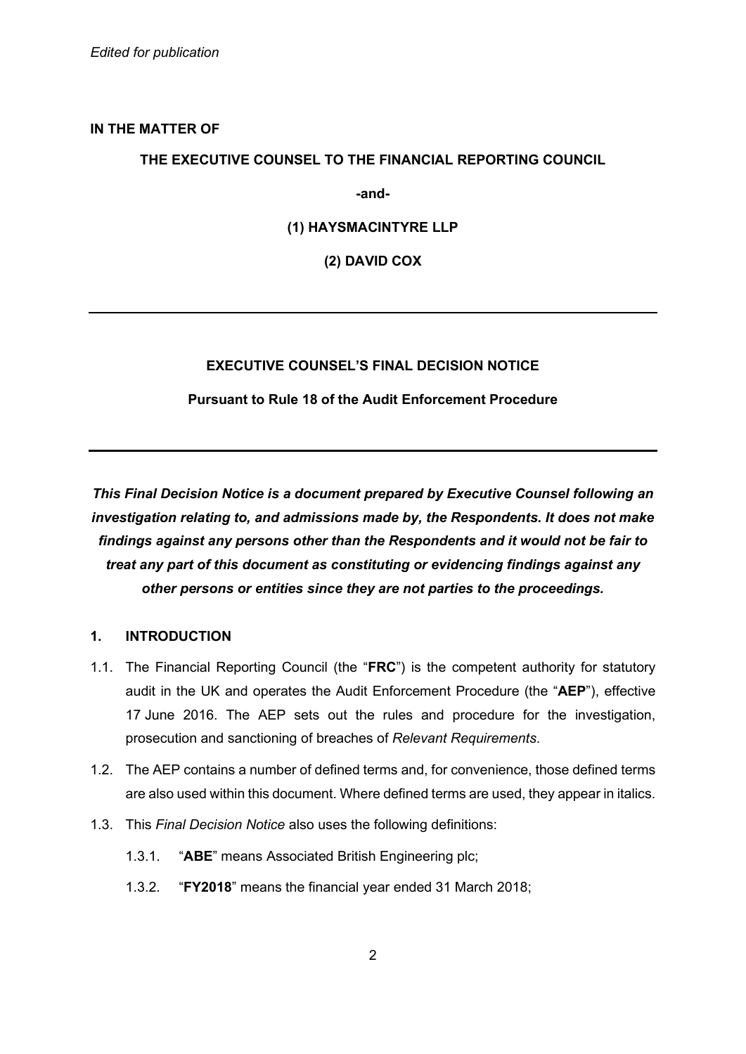*Edited for publication*

**IN THE MATTER OF**

**THE EXECUTIVE COUNSEL TO THE FINANCIAL REPORTING COUNCIL**

**-and-**

**(1) HAYSMACINTYRE LLP**

**(2) DAVID COX**

---

**EXECUTIVE COUNSEL'S FINAL DECISION NOTICE**

**Pursuant to Rule 18 of the Audit Enforcement Procedure**

---

***This Final Decision Notice is a document prepared by Executive Counsel following an investigation relating to, and admissions made by, the Respondents. It does not make findings against any persons other than the Respondents and it would not be fair to treat any part of this document as constituting or evidencing findings against any other persons or entities since they are not parties to the proceedings.***

## 1. INTRODUCTION

1.1. The Financial Reporting Council (the "**FRC**") is the competent authority for statutory audit in the UK and operates the Audit Enforcement Procedure (the "**AEP**"), effective 17 June 2016. The AEP sets out the rules and procedure for the investigation, prosecution and sanctioning of breaches of *Relevant Requirements*.

1.2. The AEP contains a number of defined terms and, for convenience, those defined terms are also used within this document. Where defined terms are used, they appear in italics.

1.3. This *Final Decision Notice* also uses the following definitions:

1.3.1. "**ABE**" means Associated British Engineering plc;

1.3.2. "**FY2018**" means the financial year ended 31 March 2018;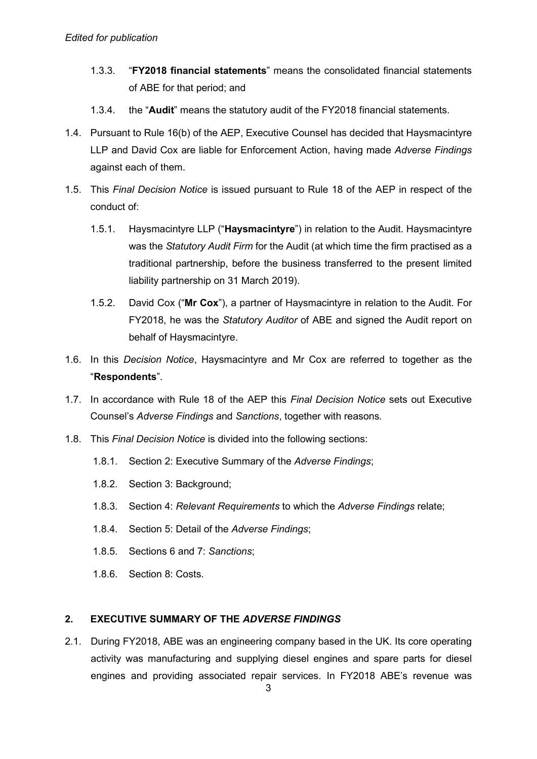*Edited for publication*

1.3.3. "**FY2018 financial statements**" means the consolidated financial statements of ABE for that period; and

1.3.4. the "**Audit**" means the statutory audit of the FY2018 financial statements.

1.4. Pursuant to Rule 16(b) of the AEP, Executive Counsel has decided that Haysmacintyre LLP and David Cox are liable for Enforcement Action, having made *Adverse Findings* against each of them.

1.5. This *Final Decision Notice* is issued pursuant to Rule 18 of the AEP in respect of the conduct of:

1.5.1. Haysmacintyre LLP ("**Haysmacintyre**") in relation to the Audit. Haysmacintyre was the *Statutory Audit Firm* for the Audit (at which time the firm practised as a traditional partnership, before the business transferred to the present limited liability partnership on 31 March 2019).

1.5.2. David Cox ("**Mr Cox**"), a partner of Haysmacintyre in relation to the Audit. For FY2018, he was the *Statutory Auditor* of ABE and signed the Audit report on behalf of Haysmacintyre.

1.6. In this *Decision Notice*, Haysmacintyre and Mr Cox are referred to together as the "**Respondents**".

1.7. In accordance with Rule 18 of the AEP this *Final Decision Notice* sets out Executive Counsel's *Adverse Findings* and *Sanctions*, together with reasons.

1.8. This *Final Decision Notice* is divided into the following sections:

1.8.1. Section 2: Executive Summary of the *Adverse Findings*;

1.8.2. Section 3: Background;

1.8.3. Section 4: *Relevant Requirements* to which the *Adverse Findings* relate;

1.8.4. Section 5: Detail of the *Adverse Findings*;

1.8.5. Sections 6 and 7: *Sanctions*;

1.8.6. Section 8: Costs.

## 2. EXECUTIVE SUMMARY OF THE *ADVERSE FINDINGS*

2.1. During FY2018, ABE was an engineering company based in the UK. Its core operating activity was manufacturing and supplying diesel engines and spare parts for diesel engines and providing associated repair services. In FY2018 ABE's revenue was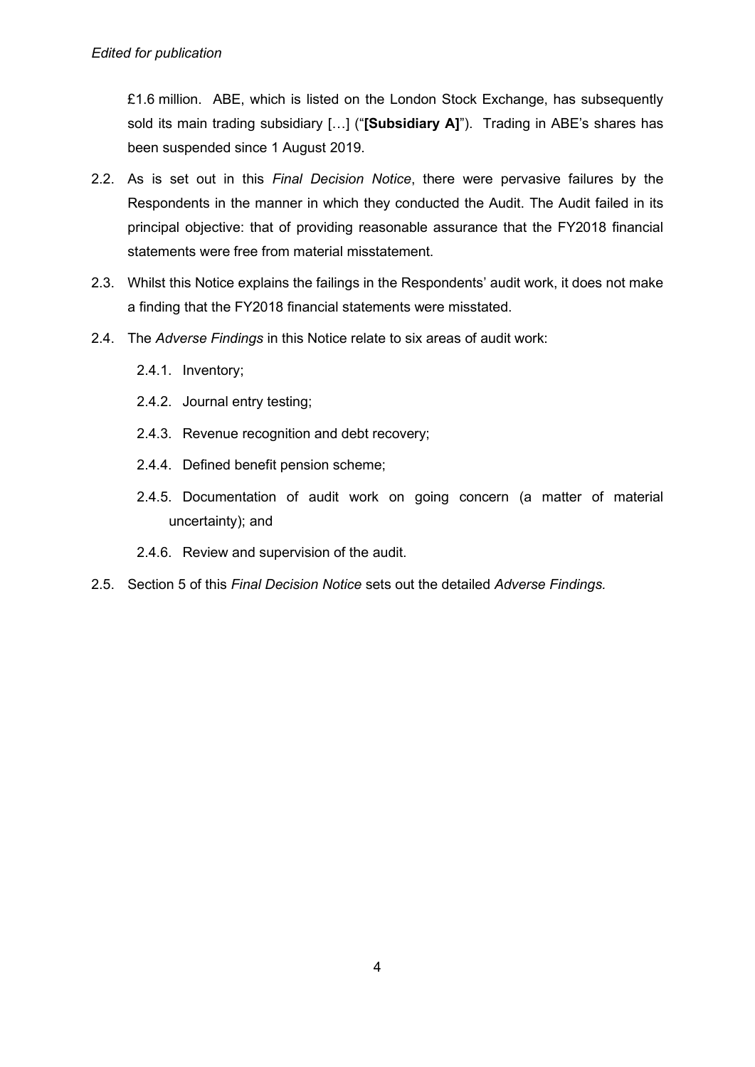£1.6 million. ABE, which is listed on the London Stock Exchange, has subsequently sold its main trading subsidiary […] ("**[Subsidiary A]**"). Trading in ABE's shares has been suspended since 1 August 2019.

2.2. As is set out in this *Final Decision Notice*, there were pervasive failures by the Respondents in the manner in which they conducted the Audit. The Audit failed in its principal objective: that of providing reasonable assurance that the FY2018 financial statements were free from material misstatement.

2.3. Whilst this Notice explains the failings in the Respondents' audit work, it does not make a finding that the FY2018 financial statements were misstated.

2.4. The *Adverse Findings* in this Notice relate to six areas of audit work:

2.4.1. Inventory;

2.4.2. Journal entry testing;

2.4.3. Revenue recognition and debt recovery;

2.4.4. Defined benefit pension scheme;

2.4.5. Documentation of audit work on going concern (a matter of material uncertainty); and

2.4.6. Review and supervision of the audit.

2.5. Section 5 of this *Final Decision Notice* sets out the detailed *Adverse Findings.*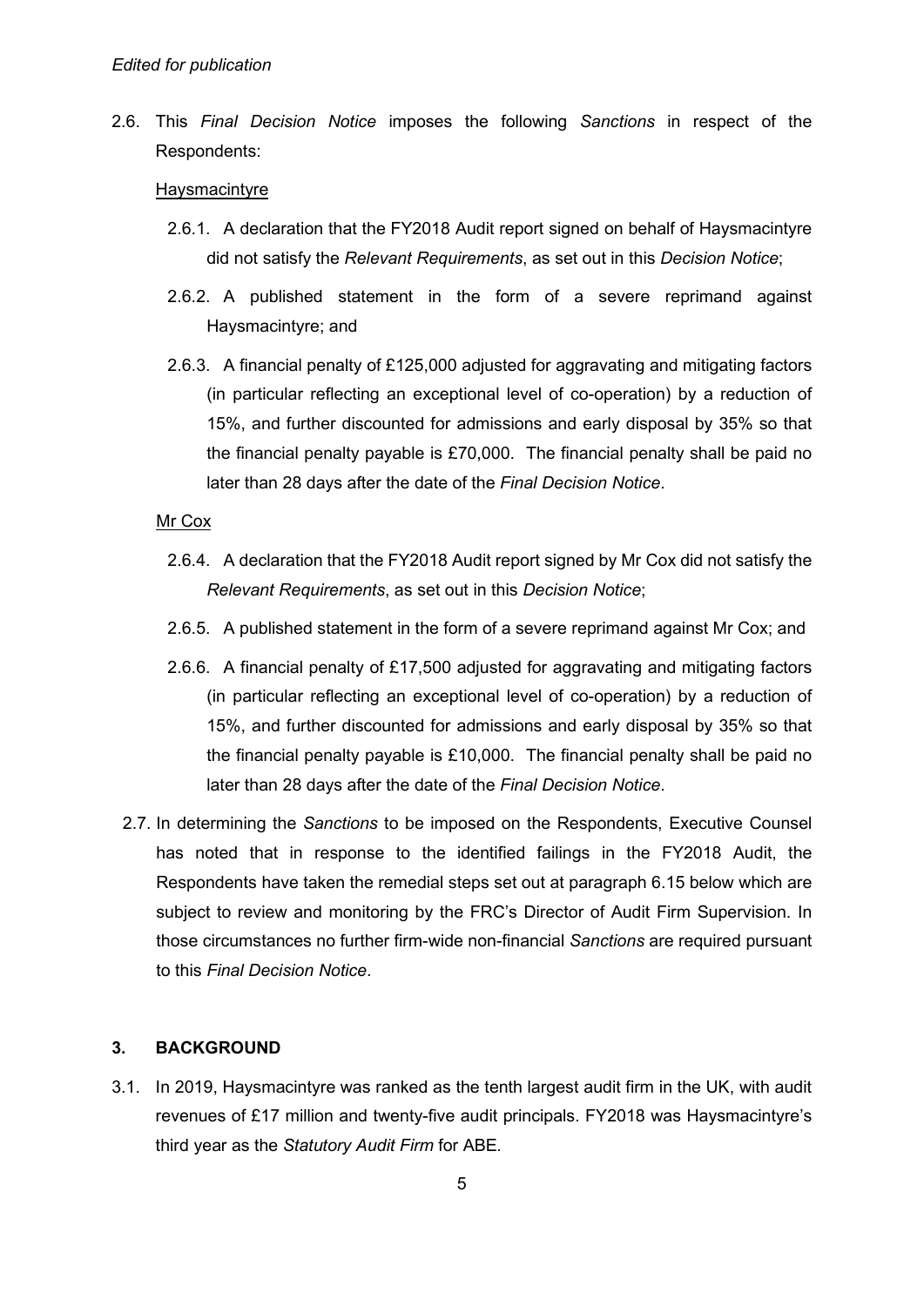2.6. This *Final Decision Notice* imposes the following *Sanctions* in respect of the Respondents:

Haysmacintyre

2.6.1. A declaration that the FY2018 Audit report signed on behalf of Haysmacintyre did not satisfy the *Relevant Requirements*, as set out in this *Decision Notice*;

2.6.2. A published statement in the form of a severe reprimand against Haysmacintyre; and

2.6.3. A financial penalty of £125,000 adjusted for aggravating and mitigating factors (in particular reflecting an exceptional level of co-operation) by a reduction of 15%, and further discounted for admissions and early disposal by 35% so that the financial penalty payable is £70,000. The financial penalty shall be paid no later than 28 days after the date of the *Final Decision Notice*.

Mr Cox

2.6.4. A declaration that the FY2018 Audit report signed by Mr Cox did not satisfy the *Relevant Requirements*, as set out in this *Decision Notice*;

2.6.5. A published statement in the form of a severe reprimand against Mr Cox; and

2.6.6. A financial penalty of £17,500 adjusted for aggravating and mitigating factors (in particular reflecting an exceptional level of co-operation) by a reduction of 15%, and further discounted for admissions and early disposal by 35% so that the financial penalty payable is £10,000. The financial penalty shall be paid no later than 28 days after the date of the *Final Decision Notice*.

2.7. In determining the *Sanctions* to be imposed on the Respondents, Executive Counsel has noted that in response to the identified failings in the FY2018 Audit, the Respondents have taken the remedial steps set out at paragraph 6.15 below which are subject to review and monitoring by the FRC's Director of Audit Firm Supervision. In those circumstances no further firm-wide non-financial *Sanctions* are required pursuant to this *Final Decision Notice*.

## 3. BACKGROUND

3.1. In 2019, Haysmacintyre was ranked as the tenth largest audit firm in the UK, with audit revenues of £17 million and twenty-five audit principals. FY2018 was Haysmacintyre's third year as the *Statutory Audit Firm* for ABE.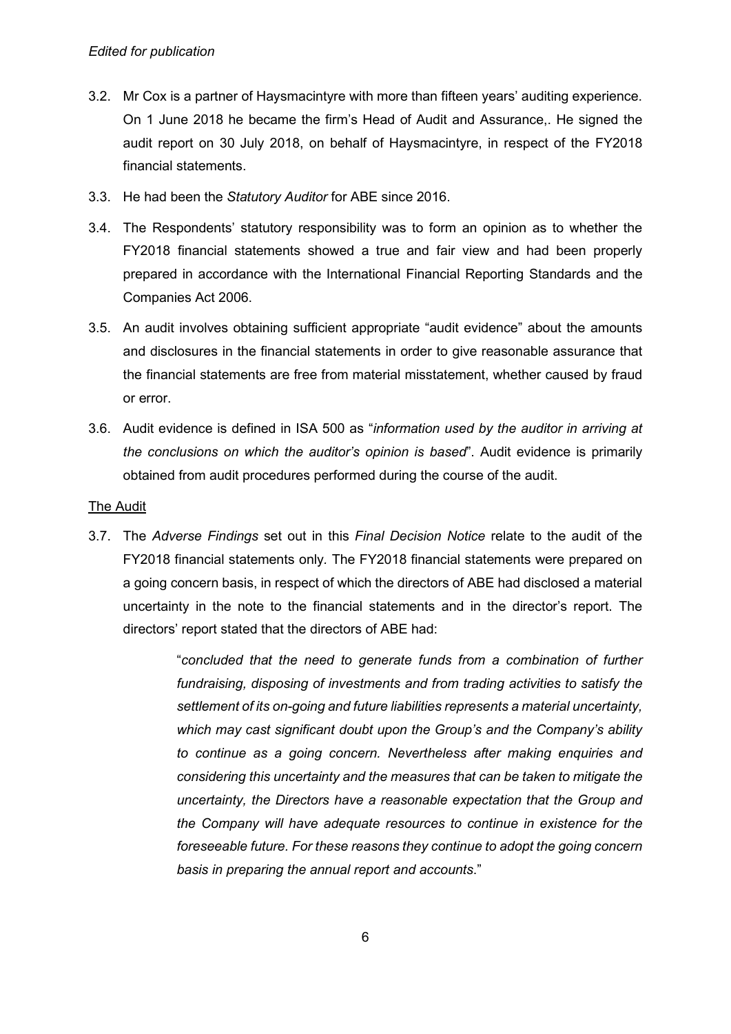3.2. Mr Cox is a partner of Haysmacintyre with more than fifteen years' auditing experience. On 1 June 2018 he became the firm's Head of Audit and Assurance,. He signed the audit report on 30 July 2018, on behalf of Haysmacintyre, in respect of the FY2018 financial statements.

3.3. He had been the *Statutory Auditor* for ABE since 2016.

3.4. The Respondents' statutory responsibility was to form an opinion as to whether the FY2018 financial statements showed a true and fair view and had been properly prepared in accordance with the International Financial Reporting Standards and the Companies Act 2006.

3.5. An audit involves obtaining sufficient appropriate "audit evidence" about the amounts and disclosures in the financial statements in order to give reasonable assurance that the financial statements are free from material misstatement, whether caused by fraud or error.

3.6. Audit evidence is defined in ISA 500 as "*information used by the auditor in arriving at the conclusions on which the auditor's opinion is based*". Audit evidence is primarily obtained from audit procedures performed during the course of the audit.

<u>The Audit</u>

3.7. The *Adverse Findings* set out in this *Final Decision Notice* relate to the audit of the FY2018 financial statements only. The FY2018 financial statements were prepared on a going concern basis, in respect of which the directors of ABE had disclosed a material uncertainty in the note to the financial statements and in the director's report. The directors' report stated that the directors of ABE had:

> "*concluded that the need to generate funds from a combination of further fundraising, disposing of investments and from trading activities to satisfy the settlement of its on-going and future liabilities represents a material uncertainty, which may cast significant doubt upon the Group's and the Company's ability to continue as a going concern. Nevertheless after making enquiries and considering this uncertainty and the measures that can be taken to mitigate the uncertainty, the Directors have a reasonable expectation that the Group and the Company will have adequate resources to continue in existence for the foreseeable future. For these reasons they continue to adopt the going concern basis in preparing the annual report and accounts*."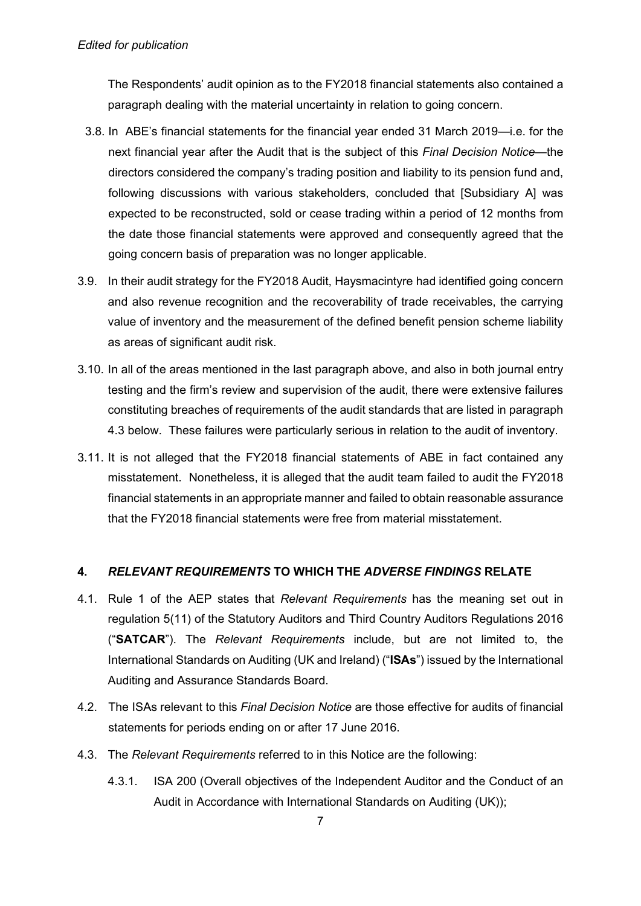The Respondents' audit opinion as to the FY2018 financial statements also contained a paragraph dealing with the material uncertainty in relation to going concern.

3.8. In ABE's financial statements for the financial year ended 31 March 2019—i.e. for the next financial year after the Audit that is the subject of this *Final Decision Notice*—the directors considered the company's trading position and liability to its pension fund and, following discussions with various stakeholders, concluded that [Subsidiary A] was expected to be reconstructed, sold or cease trading within a period of 12 months from the date those financial statements were approved and consequently agreed that the going concern basis of preparation was no longer applicable.

3.9. In their audit strategy for the FY2018 Audit, Haysmacintyre had identified going concern and also revenue recognition and the recoverability of trade receivables, the carrying value of inventory and the measurement of the defined benefit pension scheme liability as areas of significant audit risk.

3.10. In all of the areas mentioned in the last paragraph above, and also in both journal entry testing and the firm's review and supervision of the audit, there were extensive failures constituting breaches of requirements of the audit standards that are listed in paragraph 4.3 below. These failures were particularly serious in relation to the audit of inventory.

3.11. It is not alleged that the FY2018 financial statements of ABE in fact contained any misstatement. Nonetheless, it is alleged that the audit team failed to audit the FY2018 financial statements in an appropriate manner and failed to obtain reasonable assurance that the FY2018 financial statements were free from material misstatement.

## 4. *RELEVANT REQUIREMENTS* TO WHICH THE *ADVERSE FINDINGS* RELATE

4.1. Rule 1 of the AEP states that *Relevant Requirements* has the meaning set out in regulation 5(11) of the Statutory Auditors and Third Country Auditors Regulations 2016 ("**SATCAR**"). The *Relevant Requirements* include, but are not limited to, the International Standards on Auditing (UK and Ireland) ("**ISAs**") issued by the International Auditing and Assurance Standards Board.

4.2. The ISAs relevant to this *Final Decision Notice* are those effective for audits of financial statements for periods ending on or after 17 June 2016.

4.3. The *Relevant Requirements* referred to in this Notice are the following:

4.3.1. ISA 200 (Overall objectives of the Independent Auditor and the Conduct of an Audit in Accordance with International Standards on Auditing (UK));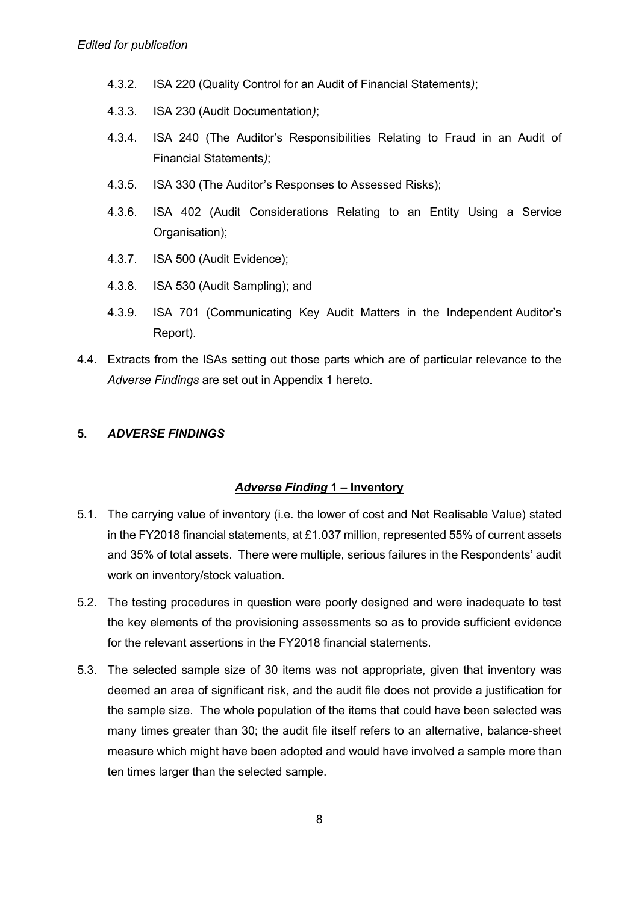4.3.2. ISA 220 (Quality Control for an Audit of Financial Statements*)*;

4.3.3. ISA 230 (Audit Documentation*)*;

4.3.4. ISA 240 (The Auditor's Responsibilities Relating to Fraud in an Audit of Financial Statements*)*;

4.3.5. ISA 330 (The Auditor's Responses to Assessed Risks);

4.3.6. ISA 402 (Audit Considerations Relating to an Entity Using a Service Organisation);

4.3.7. ISA 500 (Audit Evidence);

4.3.8. ISA 530 (Audit Sampling); and

4.3.9. ISA 701 (Communicating Key Audit Matters in the Independent Auditor's Report).

4.4. Extracts from the ISAs setting out those parts which are of particular relevance to the *Adverse Findings* are set out in Appendix 1 hereto.

## 5. *ADVERSE FINDINGS*

### *Adverse Finding* 1 – Inventory

5.1. The carrying value of inventory (i.e. the lower of cost and Net Realisable Value) stated in the FY2018 financial statements, at £1.037 million, represented 55% of current assets and 35% of total assets. There were multiple, serious failures in the Respondents' audit work on inventory/stock valuation.

5.2. The testing procedures in question were poorly designed and were inadequate to test the key elements of the provisioning assessments so as to provide sufficient evidence for the relevant assertions in the FY2018 financial statements.

5.3. The selected sample size of 30 items was not appropriate, given that inventory was deemed an area of significant risk, and the audit file does not provide a justification for the sample size. The whole population of the items that could have been selected was many times greater than 30; the audit file itself refers to an alternative, balance-sheet measure which might have been adopted and would have involved a sample more than ten times larger than the selected sample.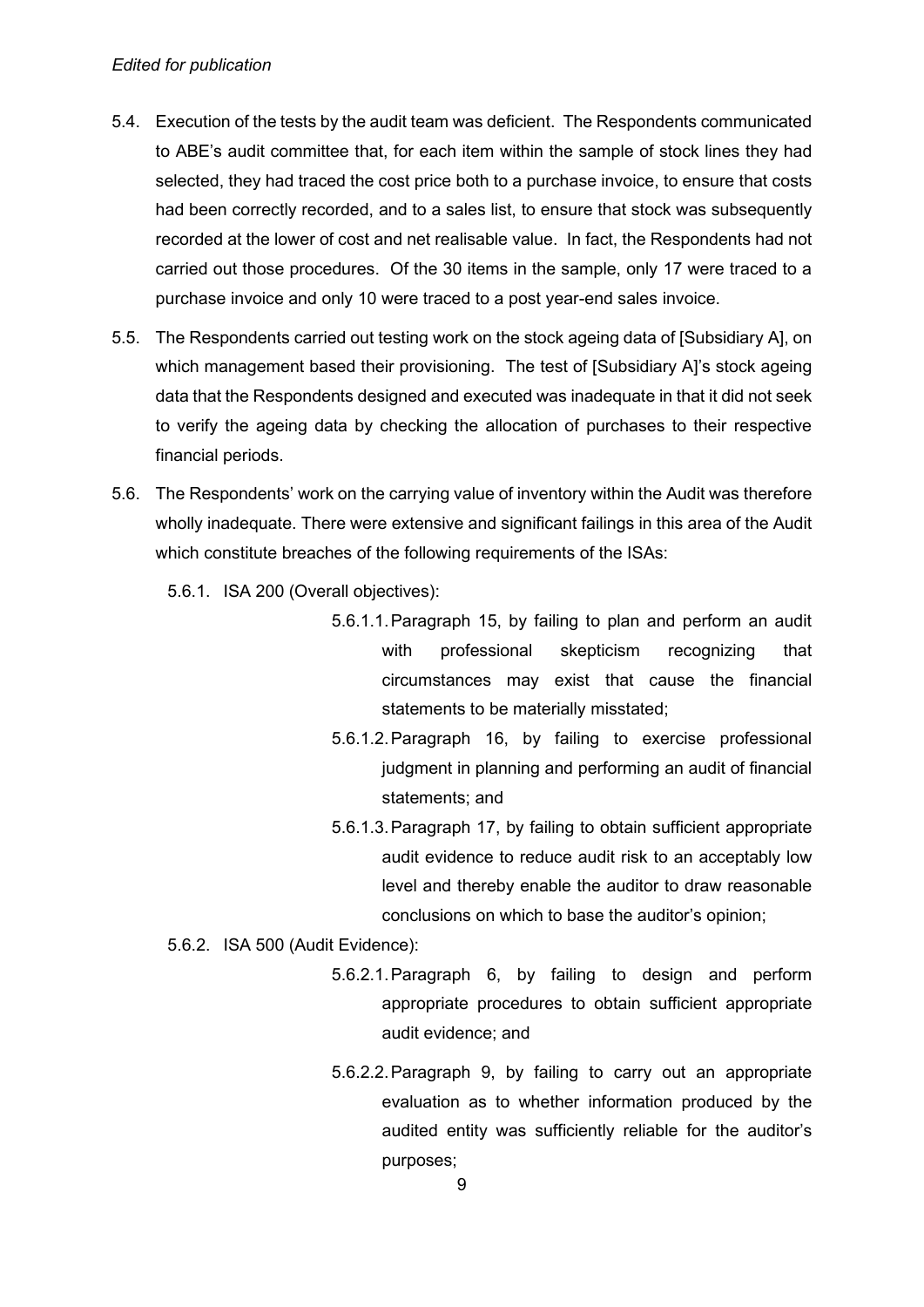5.4. Execution of the tests by the audit team was deficient. The Respondents communicated to ABE's audit committee that, for each item within the sample of stock lines they had selected, they had traced the cost price both to a purchase invoice, to ensure that costs had been correctly recorded, and to a sales list, to ensure that stock was subsequently recorded at the lower of cost and net realisable value. In fact, the Respondents had not carried out those procedures. Of the 30 items in the sample, only 17 were traced to a purchase invoice and only 10 were traced to a post year-end sales invoice.

5.5. The Respondents carried out testing work on the stock ageing data of [Subsidiary A], on which management based their provisioning. The test of [Subsidiary A]'s stock ageing data that the Respondents designed and executed was inadequate in that it did not seek to verify the ageing data by checking the allocation of purchases to their respective financial periods.

5.6. The Respondents' work on the carrying value of inventory within the Audit was therefore wholly inadequate. There were extensive and significant failings in this area of the Audit which constitute breaches of the following requirements of the ISAs:

5.6.1. ISA 200 (Overall objectives):

5.6.1.1. Paragraph 15, by failing to plan and perform an audit with professional skepticism recognizing that circumstances may exist that cause the financial statements to be materially misstated;

5.6.1.2. Paragraph 16, by failing to exercise professional judgment in planning and performing an audit of financial statements; and

5.6.1.3. Paragraph 17, by failing to obtain sufficient appropriate audit evidence to reduce audit risk to an acceptably low level and thereby enable the auditor to draw reasonable conclusions on which to base the auditor's opinion;

5.6.2. ISA 500 (Audit Evidence):

5.6.2.1. Paragraph 6, by failing to design and perform appropriate procedures to obtain sufficient appropriate audit evidence; and

5.6.2.2. Paragraph 9, by failing to carry out an appropriate evaluation as to whether information produced by the audited entity was sufficiently reliable for the auditor's purposes;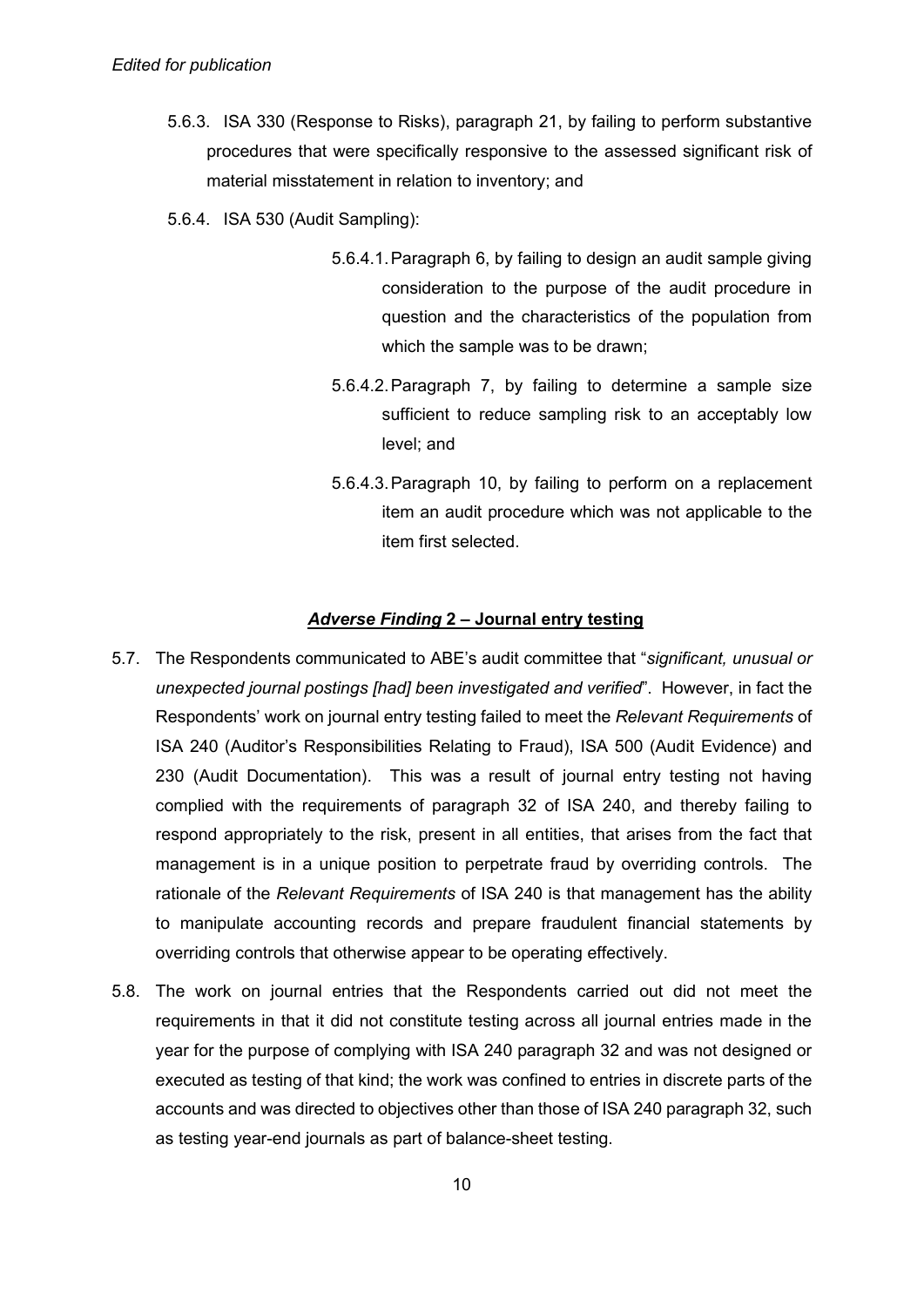5.6.3. ISA 330 (Response to Risks), paragraph 21, by failing to perform substantive procedures that were specifically responsive to the assessed significant risk of material misstatement in relation to inventory; and

5.6.4. ISA 530 (Audit Sampling):

5.6.4.1. Paragraph 6, by failing to design an audit sample giving consideration to the purpose of the audit procedure in question and the characteristics of the population from which the sample was to be drawn;

5.6.4.2. Paragraph 7, by failing to determine a sample size sufficient to reduce sampling risk to an acceptably low level; and

5.6.4.3. Paragraph 10, by failing to perform on a replacement item an audit procedure which was not applicable to the item first selected.

### ***Adverse Finding* 2 – Journal entry testing**

5.7. The Respondents communicated to ABE's audit committee that "*significant, unusual or unexpected journal postings [had] been investigated and verified*". However, in fact the Respondents' work on journal entry testing failed to meet the *Relevant Requirements* of ISA 240 (Auditor's Responsibilities Relating to Fraud), ISA 500 (Audit Evidence) and 230 (Audit Documentation). This was a result of journal entry testing not having complied with the requirements of paragraph 32 of ISA 240, and thereby failing to respond appropriately to the risk, present in all entities, that arises from the fact that management is in a unique position to perpetrate fraud by overriding controls. The rationale of the *Relevant Requirements* of ISA 240 is that management has the ability to manipulate accounting records and prepare fraudulent financial statements by overriding controls that otherwise appear to be operating effectively.

5.8. The work on journal entries that the Respondents carried out did not meet the requirements in that it did not constitute testing across all journal entries made in the year for the purpose of complying with ISA 240 paragraph 32 and was not designed or executed as testing of that kind; the work was confined to entries in discrete parts of the accounts and was directed to objectives other than those of ISA 240 paragraph 32, such as testing year-end journals as part of balance-sheet testing.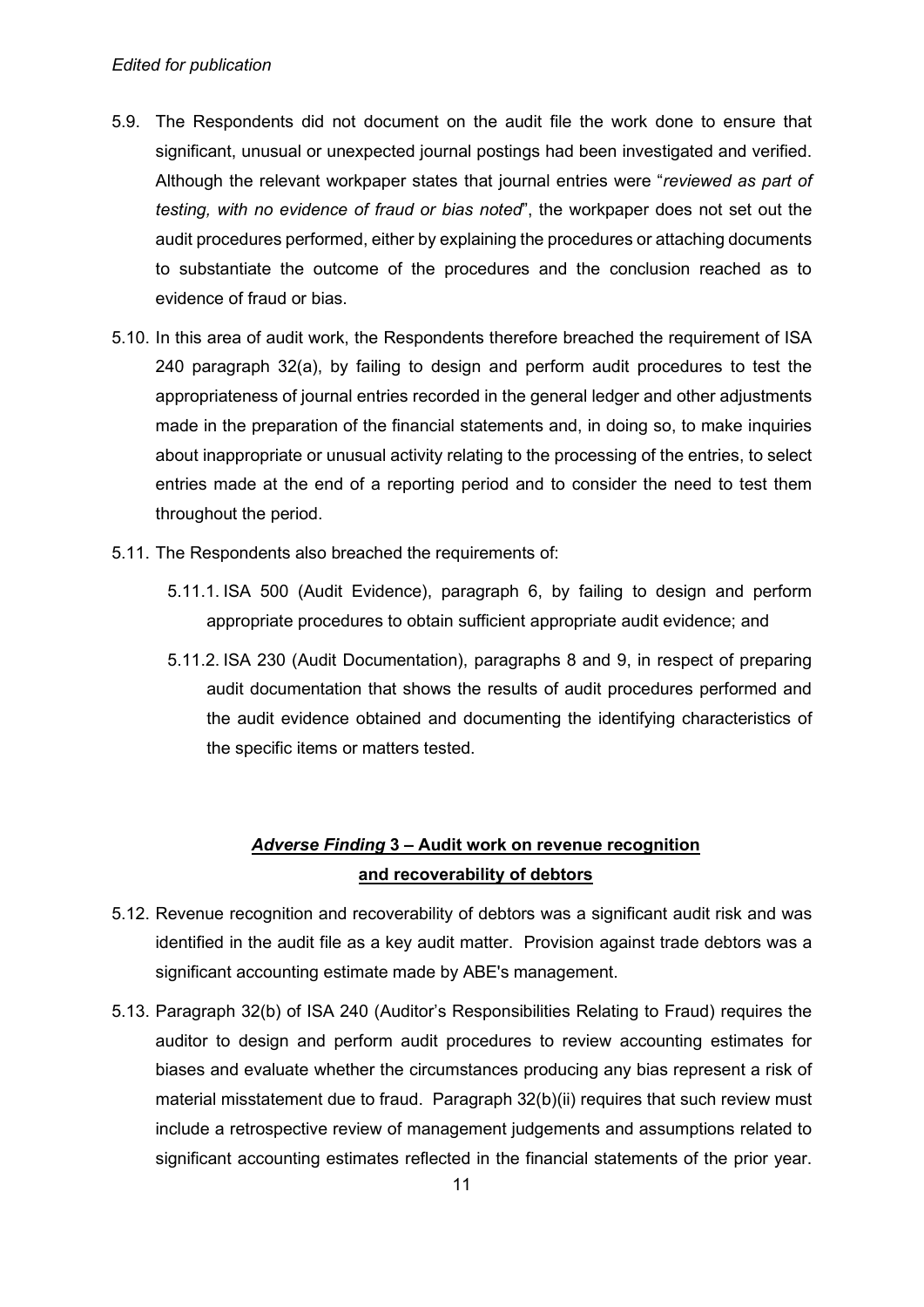5.9. The Respondents did not document on the audit file the work done to ensure that significant, unusual or unexpected journal postings had been investigated and verified. Although the relevant workpaper states that journal entries were "*reviewed as part of testing, with no evidence of fraud or bias noted*", the workpaper does not set out the audit procedures performed, either by explaining the procedures or attaching documents to substantiate the outcome of the procedures and the conclusion reached as to evidence of fraud or bias.

5.10. In this area of audit work, the Respondents therefore breached the requirement of ISA 240 paragraph 32(a), by failing to design and perform audit procedures to test the appropriateness of journal entries recorded in the general ledger and other adjustments made in the preparation of the financial statements and, in doing so, to make inquiries about inappropriate or unusual activity relating to the processing of the entries, to select entries made at the end of a reporting period and to consider the need to test them throughout the period.

5.11. The Respondents also breached the requirements of:

5.11.1. ISA 500 (Audit Evidence), paragraph 6, by failing to design and perform appropriate procedures to obtain sufficient appropriate audit evidence; and

5.11.2. ISA 230 (Audit Documentation), paragraphs 8 and 9, in respect of preparing audit documentation that shows the results of audit procedures performed and the audit evidence obtained and documenting the identifying characteristics of the specific items or matters tested.

## ***Adverse Finding* 3 – Audit work on revenue recognition and recoverability of debtors**

5.12. Revenue recognition and recoverability of debtors was a significant audit risk and was identified in the audit file as a key audit matter. Provision against trade debtors was a significant accounting estimate made by ABE's management.

5.13. Paragraph 32(b) of ISA 240 (Auditor's Responsibilities Relating to Fraud) requires the auditor to design and perform audit procedures to review accounting estimates for biases and evaluate whether the circumstances producing any bias represent a risk of material misstatement due to fraud. Paragraph 32(b)(ii) requires that such review must include a retrospective review of management judgements and assumptions related to significant accounting estimates reflected in the financial statements of the prior year.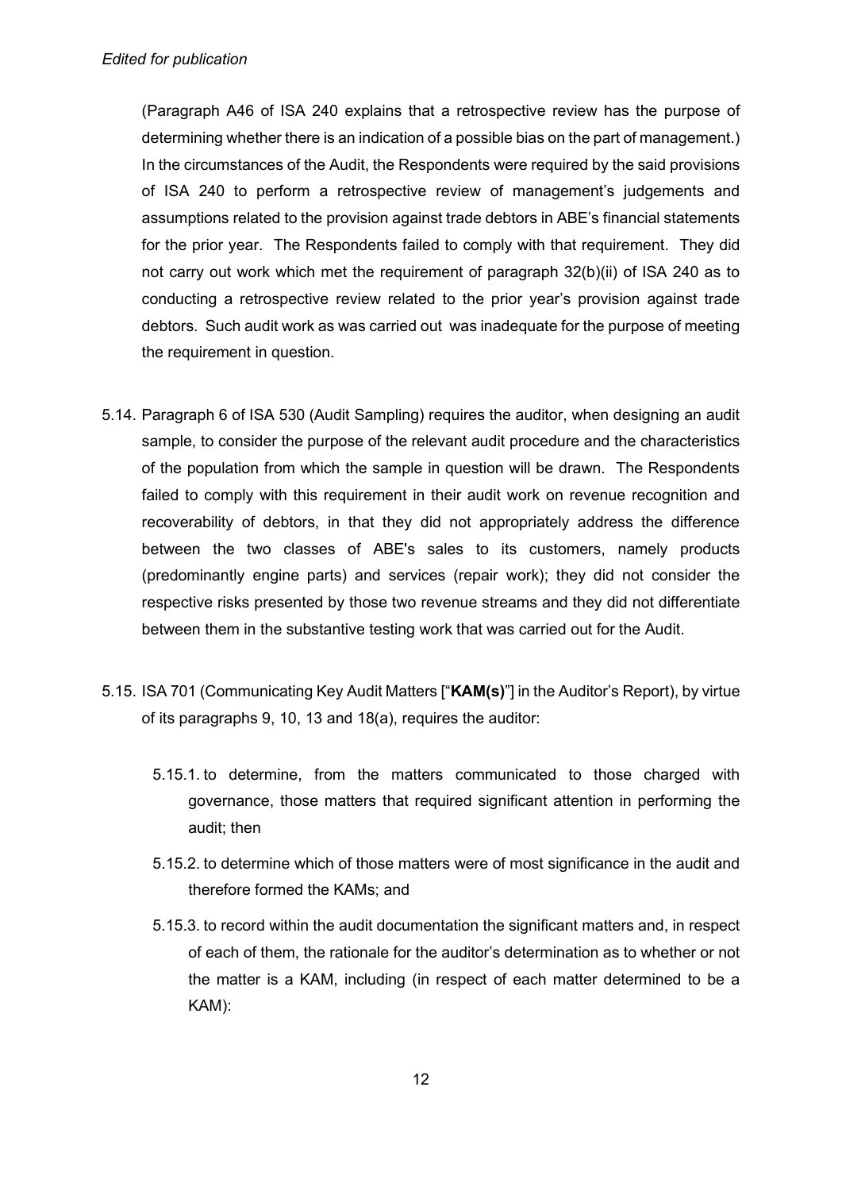(Paragraph A46 of ISA 240 explains that a retrospective review has the purpose of determining whether there is an indication of a possible bias on the part of management.) In the circumstances of the Audit, the Respondents were required by the said provisions of ISA 240 to perform a retrospective review of management's judgements and assumptions related to the provision against trade debtors in ABE's financial statements for the prior year. The Respondents failed to comply with that requirement. They did not carry out work which met the requirement of paragraph 32(b)(ii) of ISA 240 as to conducting a retrospective review related to the prior year's provision against trade debtors. Such audit work as was carried out was inadequate for the purpose of meeting the requirement in question.

5.14. Paragraph 6 of ISA 530 (Audit Sampling) requires the auditor, when designing an audit sample, to consider the purpose of the relevant audit procedure and the characteristics of the population from which the sample in question will be drawn. The Respondents failed to comply with this requirement in their audit work on revenue recognition and recoverability of debtors, in that they did not appropriately address the difference between the two classes of ABE's sales to its customers, namely products (predominantly engine parts) and services (repair work); they did not consider the respective risks presented by those two revenue streams and they did not differentiate between them in the substantive testing work that was carried out for the Audit.

5.15. ISA 701 (Communicating Key Audit Matters ["**KAM(s)**"] in the Auditor's Report), by virtue of its paragraphs 9, 10, 13 and 18(a), requires the auditor:

5.15.1. to determine, from the matters communicated to those charged with governance, those matters that required significant attention in performing the audit; then

5.15.2. to determine which of those matters were of most significance in the audit and therefore formed the KAMs; and

5.15.3. to record within the audit documentation the significant matters and, in respect of each of them, the rationale for the auditor's determination as to whether or not the matter is a KAM, including (in respect of each matter determined to be a KAM):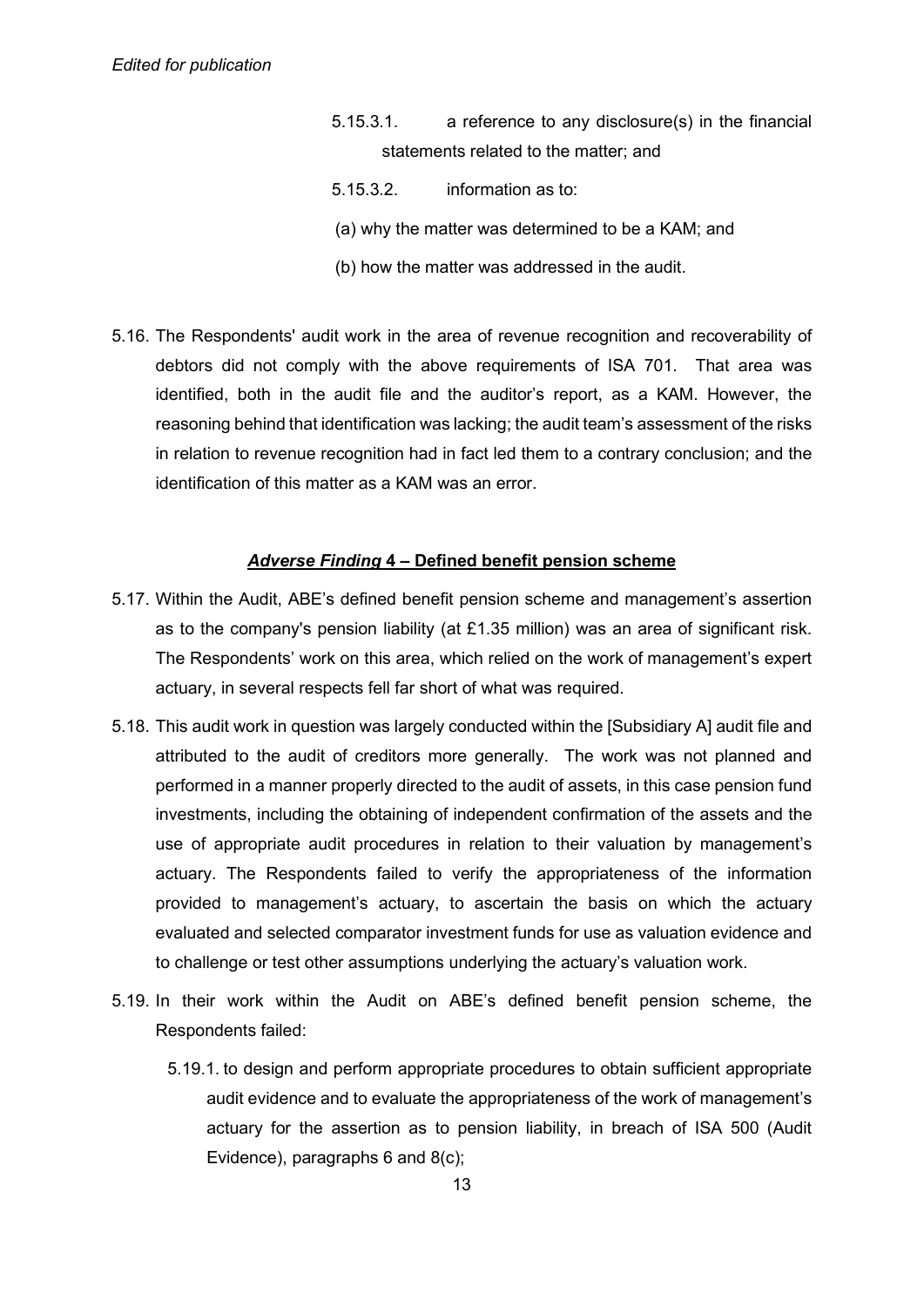5.15.3.1. a reference to any disclosure(s) in the financial statements related to the matter; and

5.15.3.2. information as to:

(a) why the matter was determined to be a KAM; and

(b) how the matter was addressed in the audit.

5.16. The Respondents' audit work in the area of revenue recognition and recoverability of debtors did not comply with the above requirements of ISA 701. That area was identified, both in the audit file and the auditor's report, as a KAM. However, the reasoning behind that identification was lacking; the audit team's assessment of the risks in relation to revenue recognition had in fact led them to a contrary conclusion; and the identification of this matter as a KAM was an error.

### *Adverse Finding* 4 – Defined benefit pension scheme

5.17. Within the Audit, ABE's defined benefit pension scheme and management's assertion as to the company's pension liability (at £1.35 million) was an area of significant risk. The Respondents' work on this area, which relied on the work of management's expert actuary, in several respects fell far short of what was required.

5.18. This audit work in question was largely conducted within the [Subsidiary A] audit file and attributed to the audit of creditors more generally. The work was not planned and performed in a manner properly directed to the audit of assets, in this case pension fund investments, including the obtaining of independent confirmation of the assets and the use of appropriate audit procedures in relation to their valuation by management's actuary. The Respondents failed to verify the appropriateness of the information provided to management's actuary, to ascertain the basis on which the actuary evaluated and selected comparator investment funds for use as valuation evidence and to challenge or test other assumptions underlying the actuary's valuation work.

5.19. In their work within the Audit on ABE's defined benefit pension scheme, the Respondents failed:

5.19.1. to design and perform appropriate procedures to obtain sufficient appropriate audit evidence and to evaluate the appropriateness of the work of management's actuary for the assertion as to pension liability, in breach of ISA 500 (Audit Evidence), paragraphs 6 and 8(c);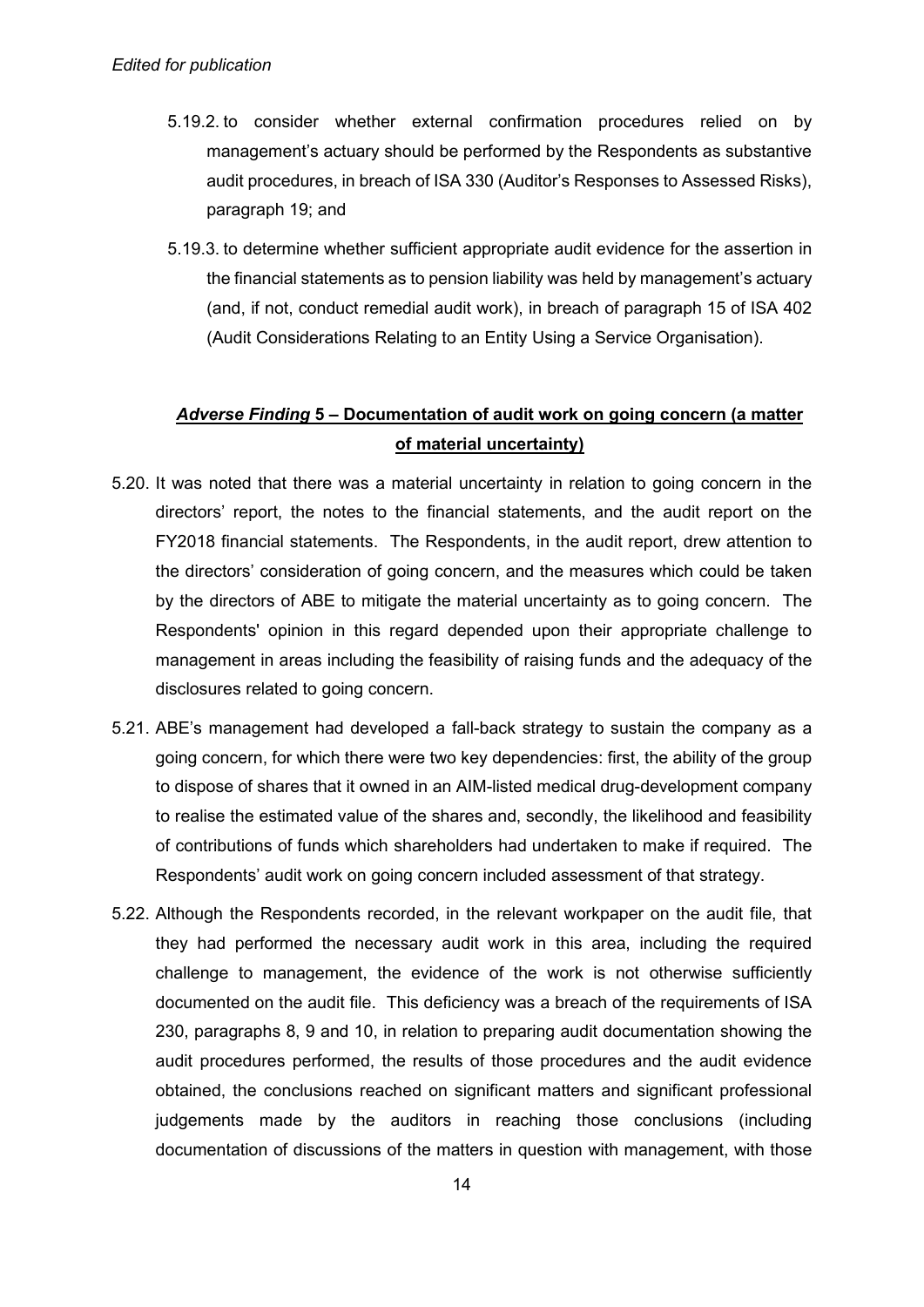5.19.2. to consider whether external confirmation procedures relied on by management's actuary should be performed by the Respondents as substantive audit procedures, in breach of ISA 330 (Auditor's Responses to Assessed Risks), paragraph 19; and

5.19.3. to determine whether sufficient appropriate audit evidence for the assertion in the financial statements as to pension liability was held by management's actuary (and, if not, conduct remedial audit work), in breach of paragraph 15 of ISA 402 (Audit Considerations Relating to an Entity Using a Service Organisation).

## ***Adverse Finding* 5 – Documentation of audit work on going concern (a matter of material uncertainty)**

5.20. It was noted that there was a material uncertainty in relation to going concern in the directors' report, the notes to the financial statements, and the audit report on the FY2018 financial statements. The Respondents, in the audit report, drew attention to the directors' consideration of going concern, and the measures which could be taken by the directors of ABE to mitigate the material uncertainty as to going concern. The Respondents' opinion in this regard depended upon their appropriate challenge to management in areas including the feasibility of raising funds and the adequacy of the disclosures related to going concern.

5.21. ABE's management had developed a fall-back strategy to sustain the company as a going concern, for which there were two key dependencies: first, the ability of the group to dispose of shares that it owned in an AIM-listed medical drug-development company to realise the estimated value of the shares and, secondly, the likelihood and feasibility of contributions of funds which shareholders had undertaken to make if required. The Respondents' audit work on going concern included assessment of that strategy.

5.22. Although the Respondents recorded, in the relevant workpaper on the audit file, that they had performed the necessary audit work in this area, including the required challenge to management, the evidence of the work is not otherwise sufficiently documented on the audit file. This deficiency was a breach of the requirements of ISA 230, paragraphs 8, 9 and 10, in relation to preparing audit documentation showing the audit procedures performed, the results of those procedures and the audit evidence obtained, the conclusions reached on significant matters and significant professional judgements made by the auditors in reaching those conclusions (including documentation of discussions of the matters in question with management, with those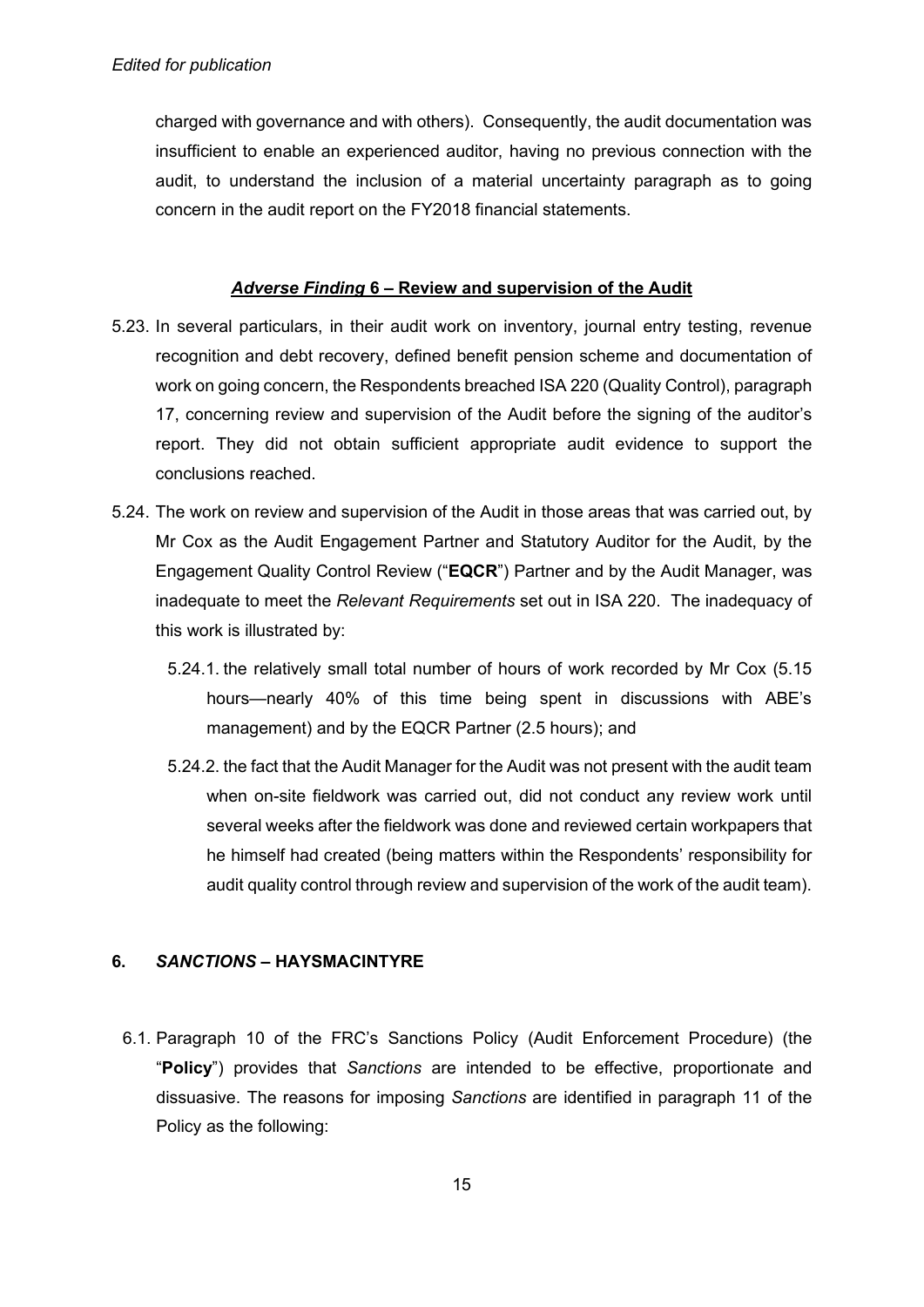charged with governance and with others). Consequently, the audit documentation was insufficient to enable an experienced auditor, having no previous connection with the audit, to understand the inclusion of a material uncertainty paragraph as to going concern in the audit report on the FY2018 financial statements.

### ***Adverse Finding* 6 – Review and supervision of the Audit**

5.23. In several particulars, in their audit work on inventory, journal entry testing, revenue recognition and debt recovery, defined benefit pension scheme and documentation of work on going concern, the Respondents breached ISA 220 (Quality Control), paragraph 17, concerning review and supervision of the Audit before the signing of the auditor's report. They did not obtain sufficient appropriate audit evidence to support the conclusions reached.

5.24. The work on review and supervision of the Audit in those areas that was carried out, by Mr Cox as the Audit Engagement Partner and Statutory Auditor for the Audit, by the Engagement Quality Control Review ("**EQCR**") Partner and by the Audit Manager, was inadequate to meet the *Relevant Requirements* set out in ISA 220. The inadequacy of this work is illustrated by:

5.24.1. the relatively small total number of hours of work recorded by Mr Cox (5.15 hours—nearly 40% of this time being spent in discussions with ABE's management) and by the EQCR Partner (2.5 hours); and

5.24.2. the fact that the Audit Manager for the Audit was not present with the audit team when on-site fieldwork was carried out, did not conduct any review work until several weeks after the fieldwork was done and reviewed certain workpapers that he himself had created (being matters within the Respondents' responsibility for audit quality control through review and supervision of the work of the audit team).

## 6. *SANCTIONS* – HAYSMACINTYRE

6.1. Paragraph 10 of the FRC's Sanctions Policy (Audit Enforcement Procedure) (the "**Policy**") provides that *Sanctions* are intended to be effective, proportionate and dissuasive. The reasons for imposing *Sanctions* are identified in paragraph 11 of the Policy as the following: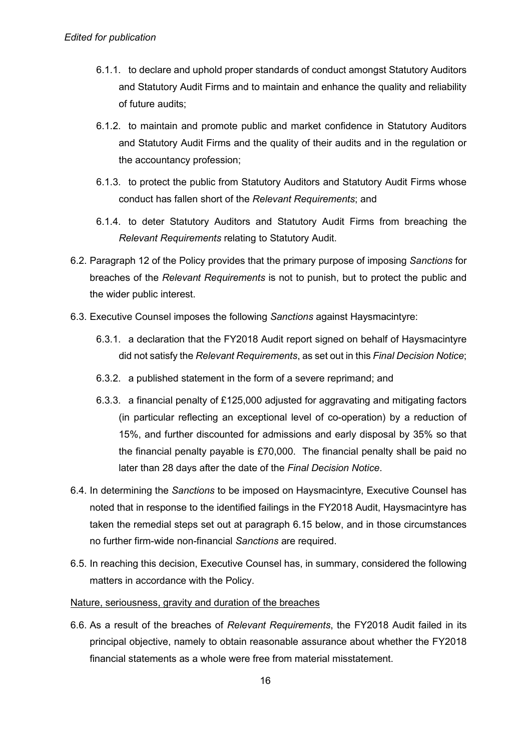6.1.1. to declare and uphold proper standards of conduct amongst Statutory Auditors and Statutory Audit Firms and to maintain and enhance the quality and reliability of future audits;

6.1.2. to maintain and promote public and market confidence in Statutory Auditors and Statutory Audit Firms and the quality of their audits and in the regulation or the accountancy profession;

6.1.3. to protect the public from Statutory Auditors and Statutory Audit Firms whose conduct has fallen short of the *Relevant Requirements*; and

6.1.4. to deter Statutory Auditors and Statutory Audit Firms from breaching the *Relevant Requirements* relating to Statutory Audit.

6.2. Paragraph 12 of the Policy provides that the primary purpose of imposing *Sanctions* for breaches of the *Relevant Requirements* is not to punish, but to protect the public and the wider public interest.

6.3. Executive Counsel imposes the following *Sanctions* against Haysmacintyre:

6.3.1. a declaration that the FY2018 Audit report signed on behalf of Haysmacintyre did not satisfy the *Relevant Requirements*, as set out in this *Final Decision Notice*;

6.3.2. a published statement in the form of a severe reprimand; and

6.3.3. a financial penalty of £125,000 adjusted for aggravating and mitigating factors (in particular reflecting an exceptional level of co-operation) by a reduction of 15%, and further discounted for admissions and early disposal by 35% so that the financial penalty payable is £70,000. The financial penalty shall be paid no later than 28 days after the date of the *Final Decision Notice*.

6.4. In determining the *Sanctions* to be imposed on Haysmacintyre, Executive Counsel has noted that in response to the identified failings in the FY2018 Audit, Haysmacintyre has taken the remedial steps set out at paragraph 6.15 below, and in those circumstances no further firm-wide non-financial *Sanctions* are required.

6.5. In reaching this decision, Executive Counsel has, in summary, considered the following matters in accordance with the Policy.

<u>Nature, seriousness, gravity and duration of the breaches</u>

6.6. As a result of the breaches of *Relevant Requirements*, the FY2018 Audit failed in its principal objective, namely to obtain reasonable assurance about whether the FY2018 financial statements as a whole were free from material misstatement.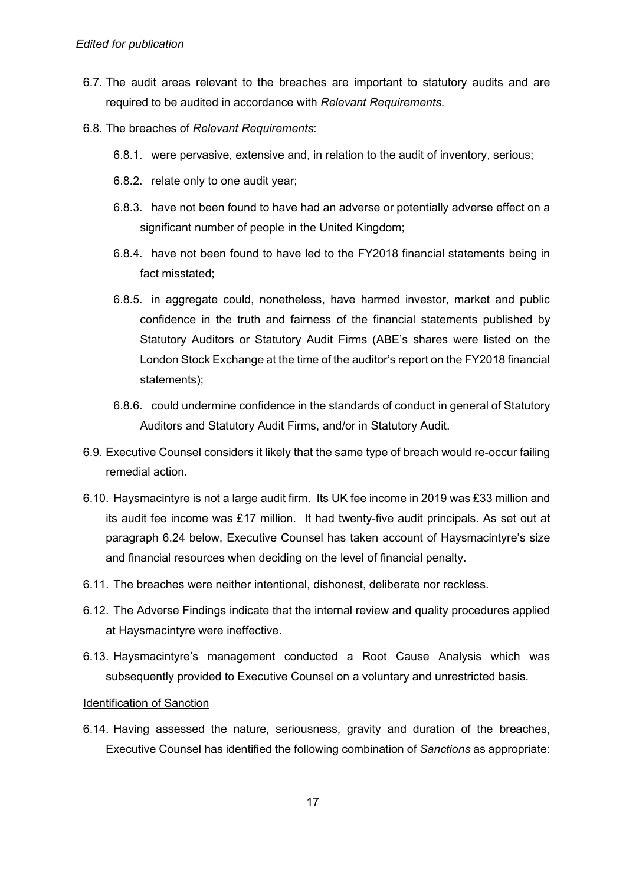6.7. The audit areas relevant to the breaches are important to statutory audits and are required to be audited in accordance with *Relevant Requirements*.

6.8. The breaches of *Relevant Requirements*:

6.8.1. were pervasive, extensive and, in relation to the audit of inventory, serious;

6.8.2. relate only to one audit year;

6.8.3. have not been found to have had an adverse or potentially adverse effect on a significant number of people in the United Kingdom;

6.8.4. have not been found to have led to the FY2018 financial statements being in fact misstated;

6.8.5. in aggregate could, nonetheless, have harmed investor, market and public confidence in the truth and fairness of the financial statements published by Statutory Auditors or Statutory Audit Firms (ABE's shares were listed on the London Stock Exchange at the time of the auditor's report on the FY2018 financial statements);

6.8.6. could undermine confidence in the standards of conduct in general of Statutory Auditors and Statutory Audit Firms, and/or in Statutory Audit.

6.9. Executive Counsel considers it likely that the same type of breach would re-occur failing remedial action.

6.10. Haysmacintyre is not a large audit firm. Its UK fee income in 2019 was £33 million and its audit fee income was £17 million. It had twenty-five audit principals. As set out at paragraph 6.24 below, Executive Counsel has taken account of Haysmacintyre's size and financial resources when deciding on the level of financial penalty.

6.11. The breaches were neither intentional, dishonest, deliberate nor reckless.

6.12. The Adverse Findings indicate that the internal review and quality procedures applied at Haysmacintyre were ineffective.

6.13. Haysmacintyre's management conducted a Root Cause Analysis which was subsequently provided to Executive Counsel on a voluntary and unrestricted basis.

Identification of Sanction

6.14. Having assessed the nature, seriousness, gravity and duration of the breaches, Executive Counsel has identified the following combination of *Sanctions* as appropriate: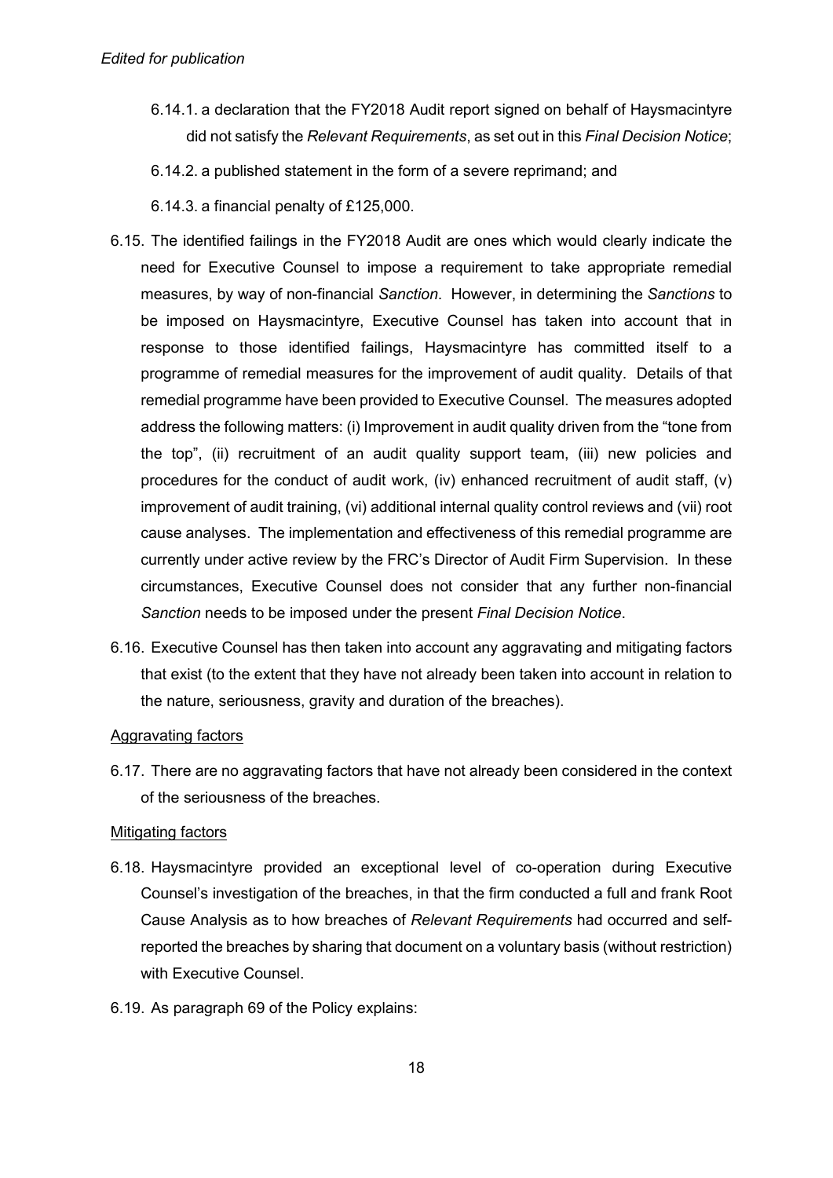6.14.1. a declaration that the FY2018 Audit report signed on behalf of Haysmacintyre did not satisfy the *Relevant Requirements*, as set out in this *Final Decision Notice*;

6.14.2. a published statement in the form of a severe reprimand; and

6.14.3. a financial penalty of £125,000.

6.15. The identified failings in the FY2018 Audit are ones which would clearly indicate the need for Executive Counsel to impose a requirement to take appropriate remedial measures, by way of non-financial *Sanction*. However, in determining the *Sanctions* to be imposed on Haysmacintyre, Executive Counsel has taken into account that in response to those identified failings, Haysmacintyre has committed itself to a programme of remedial measures for the improvement of audit quality. Details of that remedial programme have been provided to Executive Counsel. The measures adopted address the following matters: (i) Improvement in audit quality driven from the "tone from the top", (ii) recruitment of an audit quality support team, (iii) new policies and procedures for the conduct of audit work, (iv) enhanced recruitment of audit staff, (v) improvement of audit training, (vi) additional internal quality control reviews and (vii) root cause analyses. The implementation and effectiveness of this remedial programme are currently under active review by the FRC's Director of Audit Firm Supervision. In these circumstances, Executive Counsel does not consider that any further non-financial *Sanction* needs to be imposed under the present *Final Decision Notice*.

6.16. Executive Counsel has then taken into account any aggravating and mitigating factors that exist (to the extent that they have not already been taken into account in relation to the nature, seriousness, gravity and duration of the breaches).

Aggravating factors

6.17. There are no aggravating factors that have not already been considered in the context of the seriousness of the breaches.

Mitigating factors

6.18. Haysmacintyre provided an exceptional level of co-operation during Executive Counsel's investigation of the breaches, in that the firm conducted a full and frank Root Cause Analysis as to how breaches of *Relevant Requirements* had occurred and self-reported the breaches by sharing that document on a voluntary basis (without restriction) with Executive Counsel.

6.19. As paragraph 69 of the Policy explains: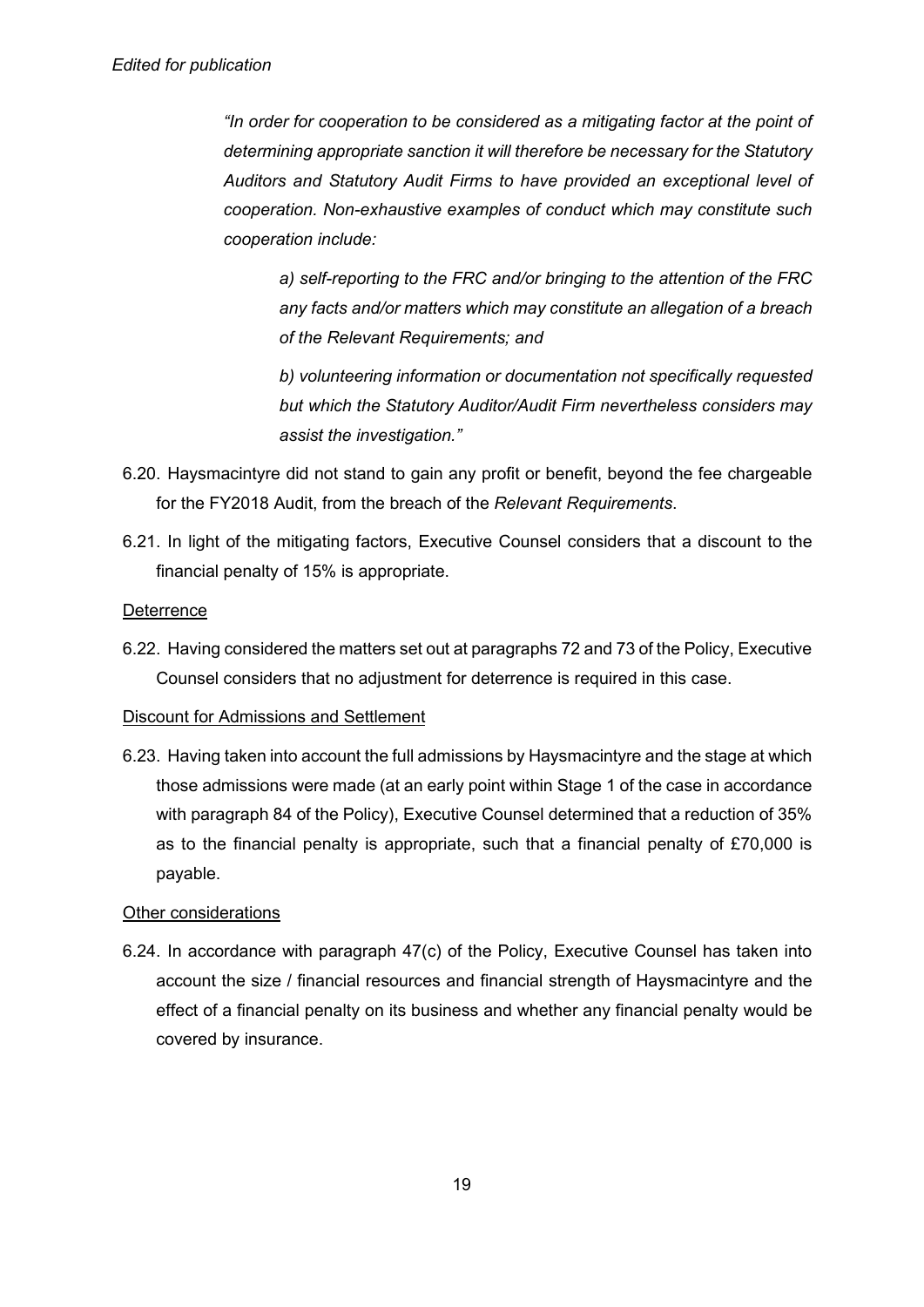*"In order for cooperation to be considered as a mitigating factor at the point of determining appropriate sanction it will therefore be necessary for the Statutory Auditors and Statutory Audit Firms to have provided an exceptional level of cooperation. Non-exhaustive examples of conduct which may constitute such cooperation include:*

> *a) self-reporting to the FRC and/or bringing to the attention of the FRC any facts and/or matters which may constitute an allegation of a breach of the Relevant Requirements; and*
>
> *b) volunteering information or documentation not specifically requested but which the Statutory Auditor/Audit Firm nevertheless considers may assist the investigation."*

6.20. Haysmacintyre did not stand to gain any profit or benefit, beyond the fee chargeable for the FY2018 Audit, from the breach of the *Relevant Requirements*.

6.21. In light of the mitigating factors, Executive Counsel considers that a discount to the financial penalty of 15% is appropriate.

Deterrence

6.22. Having considered the matters set out at paragraphs 72 and 73 of the Policy, Executive Counsel considers that no adjustment for deterrence is required in this case.

Discount for Admissions and Settlement

6.23. Having taken into account the full admissions by Haysmacintyre and the stage at which those admissions were made (at an early point within Stage 1 of the case in accordance with paragraph 84 of the Policy), Executive Counsel determined that a reduction of 35% as to the financial penalty is appropriate, such that a financial penalty of £70,000 is payable.

Other considerations

6.24. In accordance with paragraph 47(c) of the Policy, Executive Counsel has taken into account the size / financial resources and financial strength of Haysmacintyre and the effect of a financial penalty on its business and whether any financial penalty would be covered by insurance.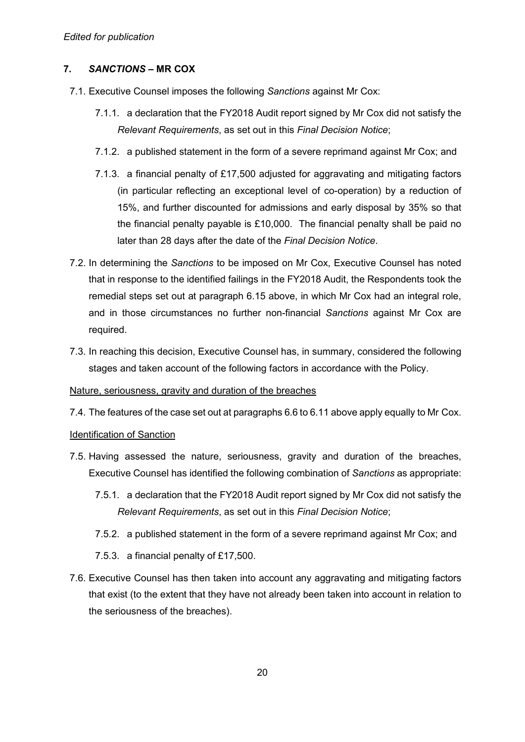*Edited for publication*

## 7. *SANCTIONS* – MR COX

7.1. Executive Counsel imposes the following *Sanctions* against Mr Cox:

7.1.1. a declaration that the FY2018 Audit report signed by Mr Cox did not satisfy the *Relevant Requirements*, as set out in this *Final Decision Notice*;

7.1.2. a published statement in the form of a severe reprimand against Mr Cox; and

7.1.3. a financial penalty of £17,500 adjusted for aggravating and mitigating factors (in particular reflecting an exceptional level of co-operation) by a reduction of 15%, and further discounted for admissions and early disposal by 35% so that the financial penalty payable is £10,000. The financial penalty shall be paid no later than 28 days after the date of the *Final Decision Notice*.

7.2. In determining the *Sanctions* to be imposed on Mr Cox, Executive Counsel has noted that in response to the identified failings in the FY2018 Audit, the Respondents took the remedial steps set out at paragraph 6.15 above, in which Mr Cox had an integral role, and in those circumstances no further non-financial *Sanctions* against Mr Cox are required.

7.3. In reaching this decision, Executive Counsel has, in summary, considered the following stages and taken account of the following factors in accordance with the Policy.

<u>Nature, seriousness, gravity and duration of the breaches</u>

7.4. The features of the case set out at paragraphs 6.6 to 6.11 above apply equally to Mr Cox.

<u>Identification of Sanction</u>

7.5. Having assessed the nature, seriousness, gravity and duration of the breaches, Executive Counsel has identified the following combination of *Sanctions* as appropriate:

7.5.1. a declaration that the FY2018 Audit report signed by Mr Cox did not satisfy the *Relevant Requirements*, as set out in this *Final Decision Notice*;

7.5.2. a published statement in the form of a severe reprimand against Mr Cox; and

7.5.3. a financial penalty of £17,500.

7.6. Executive Counsel has then taken into account any aggravating and mitigating factors that exist (to the extent that they have not already been taken into account in relation to the seriousness of the breaches).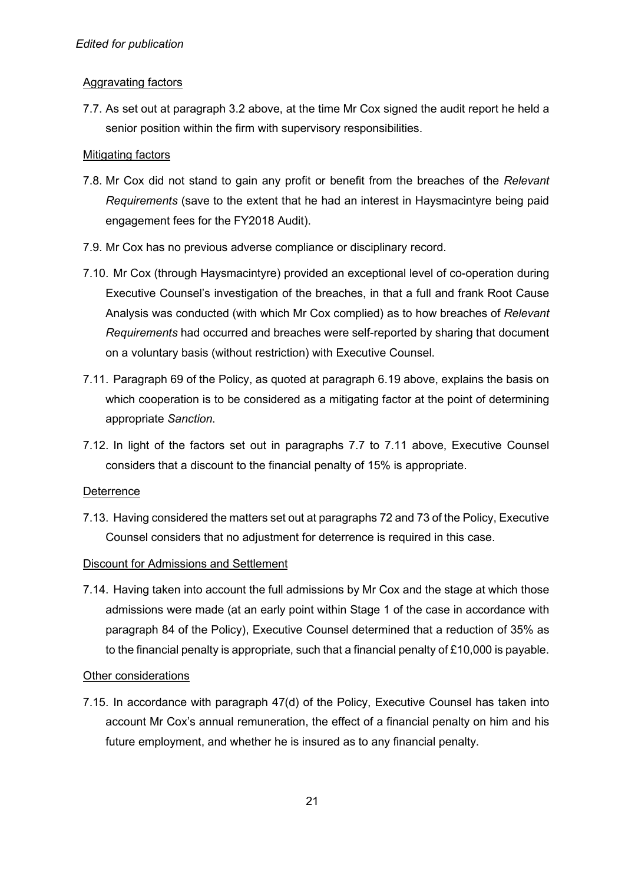*Edited for publication*

Aggravating factors

7.7. As set out at paragraph 3.2 above, at the time Mr Cox signed the audit report he held a senior position within the firm with supervisory responsibilities.

Mitigating factors

7.8. Mr Cox did not stand to gain any profit or benefit from the breaches of the *Relevant Requirements* (save to the extent that he had an interest in Haysmacintyre being paid engagement fees for the FY2018 Audit).

7.9. Mr Cox has no previous adverse compliance or disciplinary record.

7.10. Mr Cox (through Haysmacintyre) provided an exceptional level of co-operation during Executive Counsel's investigation of the breaches, in that a full and frank Root Cause Analysis was conducted (with which Mr Cox complied) as to how breaches of *Relevant Requirements* had occurred and breaches were self-reported by sharing that document on a voluntary basis (without restriction) with Executive Counsel.

7.11. Paragraph 69 of the Policy, as quoted at paragraph 6.19 above, explains the basis on which cooperation is to be considered as a mitigating factor at the point of determining appropriate *Sanction*.

7.12. In light of the factors set out in paragraphs 7.7 to 7.11 above, Executive Counsel considers that a discount to the financial penalty of 15% is appropriate.

Deterrence

7.13. Having considered the matters set out at paragraphs 72 and 73 of the Policy, Executive Counsel considers that no adjustment for deterrence is required in this case.

Discount for Admissions and Settlement

7.14. Having taken into account the full admissions by Mr Cox and the stage at which those admissions were made (at an early point within Stage 1 of the case in accordance with paragraph 84 of the Policy), Executive Counsel determined that a reduction of 35% as to the financial penalty is appropriate, such that a financial penalty of £10,000 is payable.

Other considerations

7.15. In accordance with paragraph 47(d) of the Policy, Executive Counsel has taken into account Mr Cox's annual remuneration, the effect of a financial penalty on him and his future employment, and whether he is insured as to any financial penalty.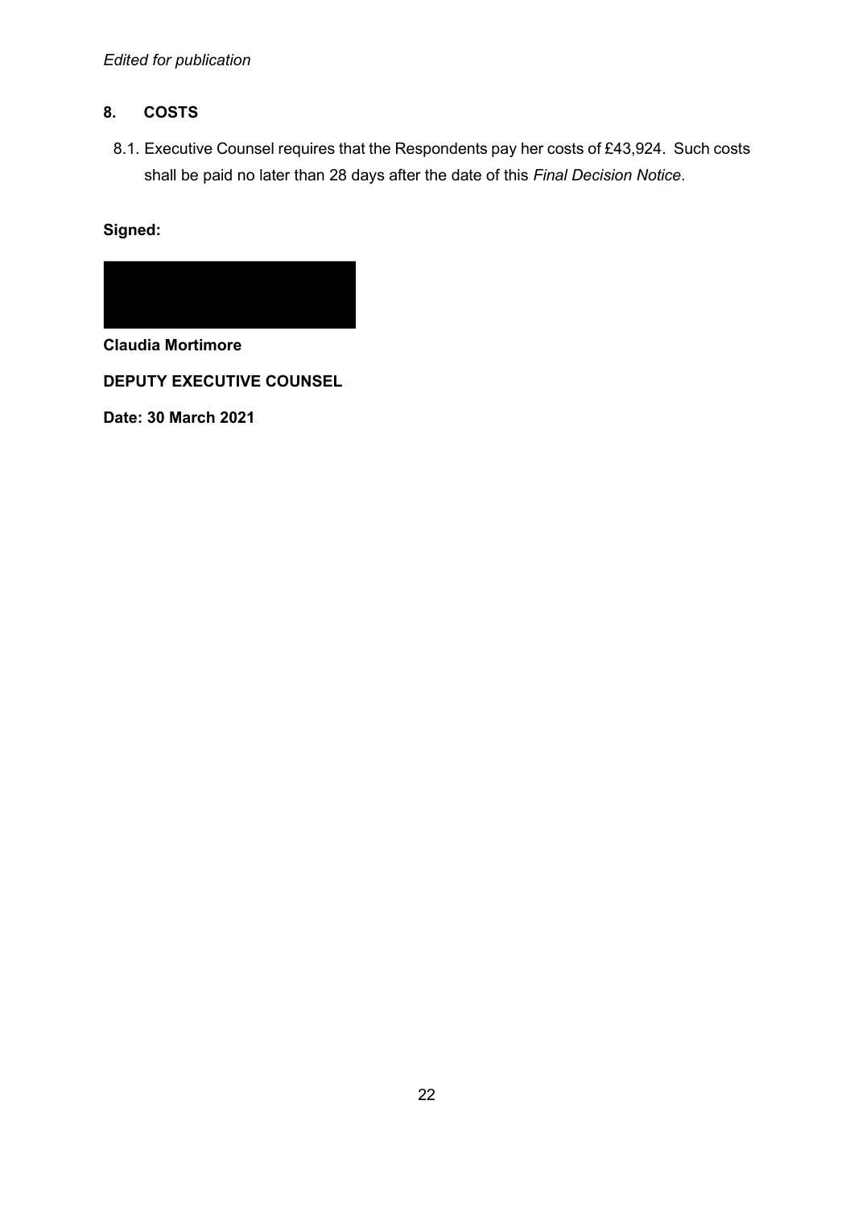*Edited for publication*

## 8. COSTS

8.1. Executive Counsel requires that the Respondents pay her costs of £43,924. Such costs shall be paid no later than 28 days after the date of this *Final Decision Notice*.

**Signed:**

**Claudia Mortimore**

**DEPUTY EXECUTIVE COUNSEL**

**Date: 30 March 2021**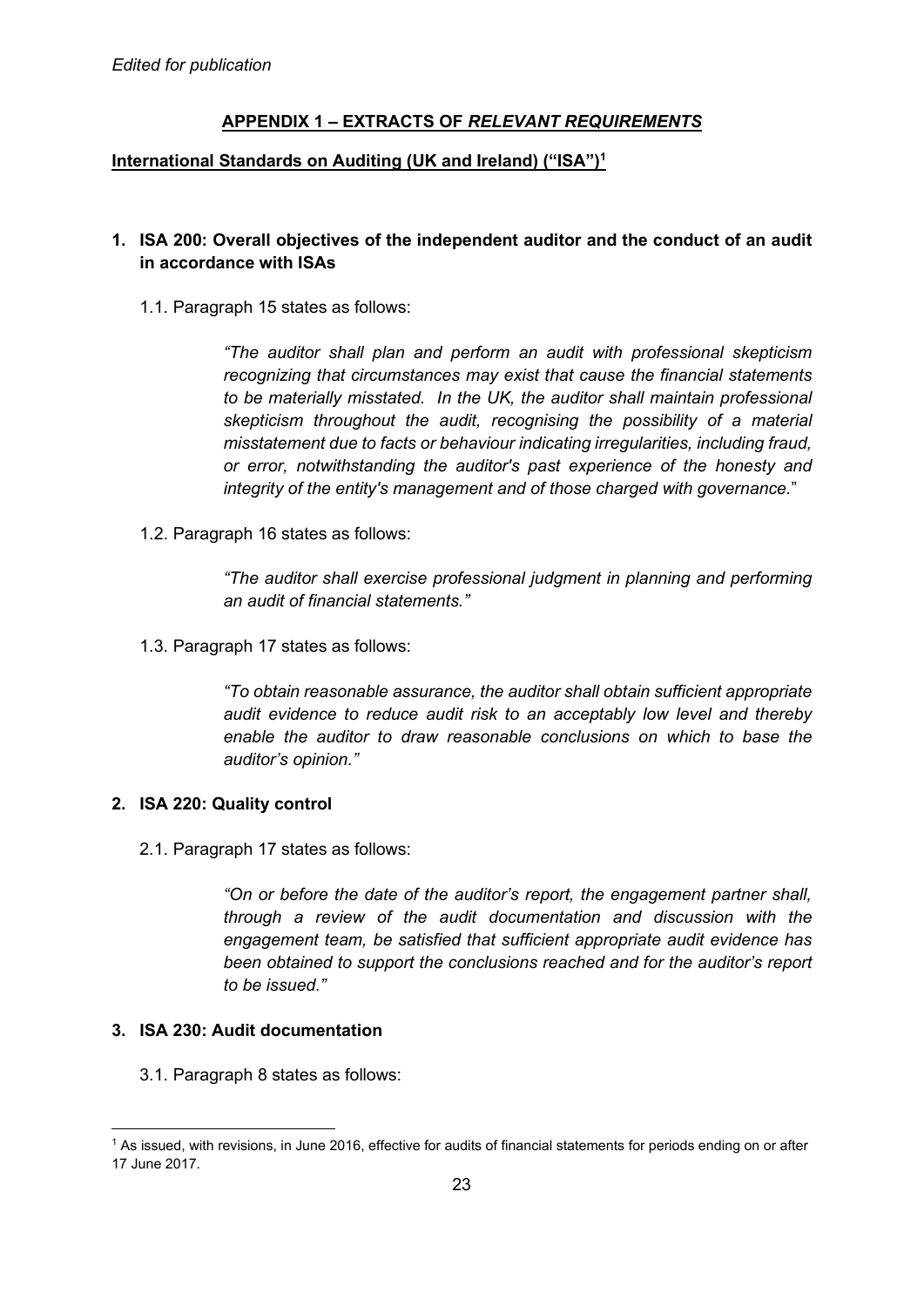*Edited for publication*

## APPENDIX 1 – EXTRACTS OF *RELEVANT REQUIREMENTS*

**International Standards on Auditing (UK and Ireland) ("ISA")[1]**

### 1. ISA 200: Overall objectives of the independent auditor and the conduct of an audit in accordance with ISAs

1.1. Paragraph 15 states as follows:

> *"The auditor shall plan and perform an audit with professional skepticism recognizing that circumstances may exist that cause the financial statements to be materially misstated. In the UK, the auditor shall maintain professional skepticism throughout the audit, recognising the possibility of a material misstatement due to facts or behaviour indicating irregularities, including fraud, or error, notwithstanding the auditor's past experience of the honesty and integrity of the entity's management and of those charged with governance."*

1.2. Paragraph 16 states as follows:

> *"The auditor shall exercise professional judgment in planning and performing an audit of financial statements."*

1.3. Paragraph 17 states as follows:

> *"To obtain reasonable assurance, the auditor shall obtain sufficient appropriate audit evidence to reduce audit risk to an acceptably low level and thereby enable the auditor to draw reasonable conclusions on which to base the auditor's opinion."*

### 2. ISA 220: Quality control

2.1. Paragraph 17 states as follows:

> *"On or before the date of the auditor's report, the engagement partner shall, through a review of the audit documentation and discussion with the engagement team, be satisfied that sufficient appropriate audit evidence has been obtained to support the conclusions reached and for the auditor's report to be issued."*

### 3. ISA 230: Audit documentation

3.1. Paragraph 8 states as follows:

[1] As issued, with revisions, in June 2016, effective for audits of financial statements for periods ending on or after 17 June 2017.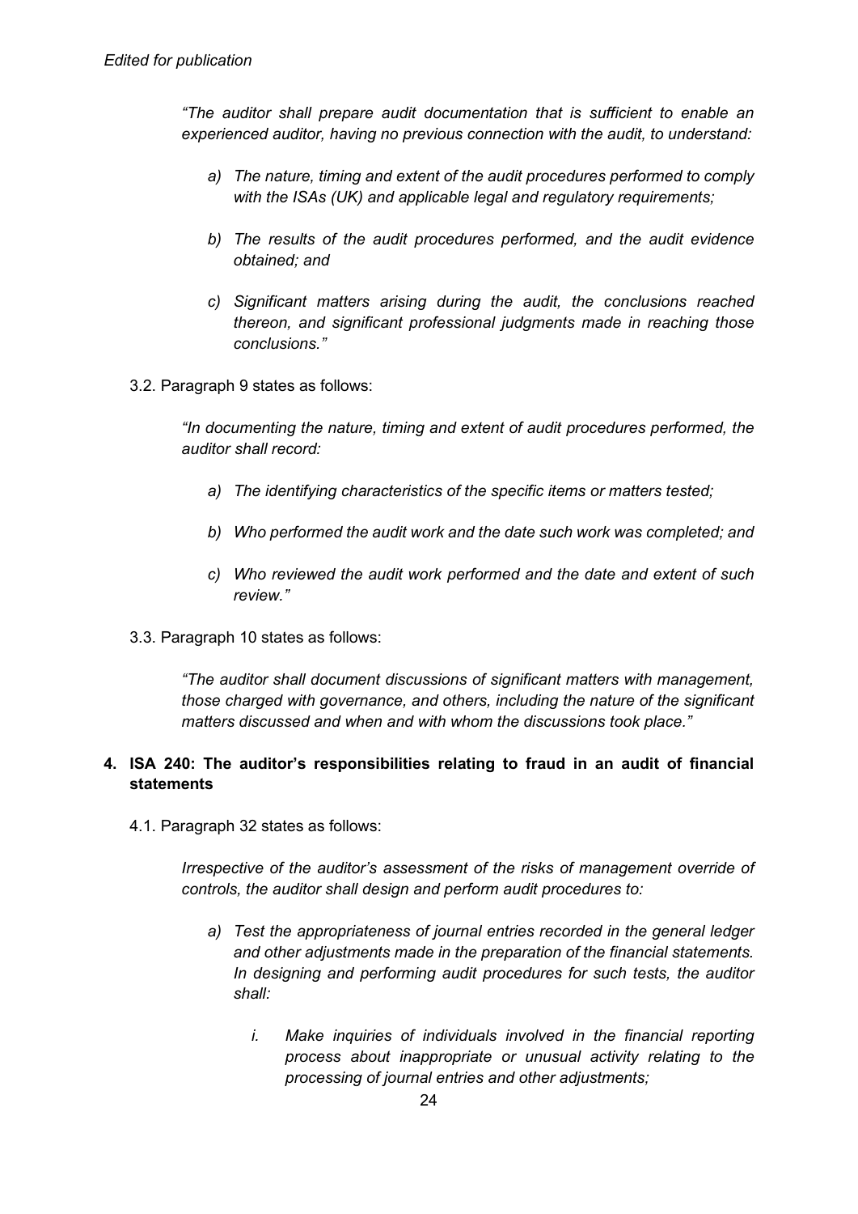*“The auditor shall prepare audit documentation that is sufficient to enable an experienced auditor, having no previous connection with the audit, to understand:*

- *a) The nature, timing and extent of the audit procedures performed to comply with the ISAs (UK) and applicable legal and regulatory requirements;*
- *b) The results of the audit procedures performed, and the audit evidence obtained; and*
- *c) Significant matters arising during the audit, the conclusions reached thereon, and significant professional judgments made in reaching those conclusions.”*

3.2. Paragraph 9 states as follows:

*“In documenting the nature, timing and extent of audit procedures performed, the auditor shall record:*

- *a) The identifying characteristics of the specific items or matters tested;*
- *b) Who performed the audit work and the date such work was completed; and*
- *c) Who reviewed the audit work performed and the date and extent of such review.”*

3.3. Paragraph 10 states as follows:

*“The auditor shall document discussions of significant matters with management, those charged with governance, and others, including the nature of the significant matters discussed and when and with whom the discussions took place.”*

## 4. ISA 240: The auditor’s responsibilities relating to fraud in an audit of financial statements

4.1. Paragraph 32 states as follows:

*Irrespective of the auditor’s assessment of the risks of management override of controls, the auditor shall design and perform audit procedures to:*

- *a) Test the appropriateness of journal entries recorded in the general ledger and other adjustments made in the preparation of the financial statements. In designing and performing audit procedures for such tests, the auditor shall:*
    - *i. Make inquiries of individuals involved in the financial reporting process about inappropriate or unusual activity relating to the processing of journal entries and other adjustments;*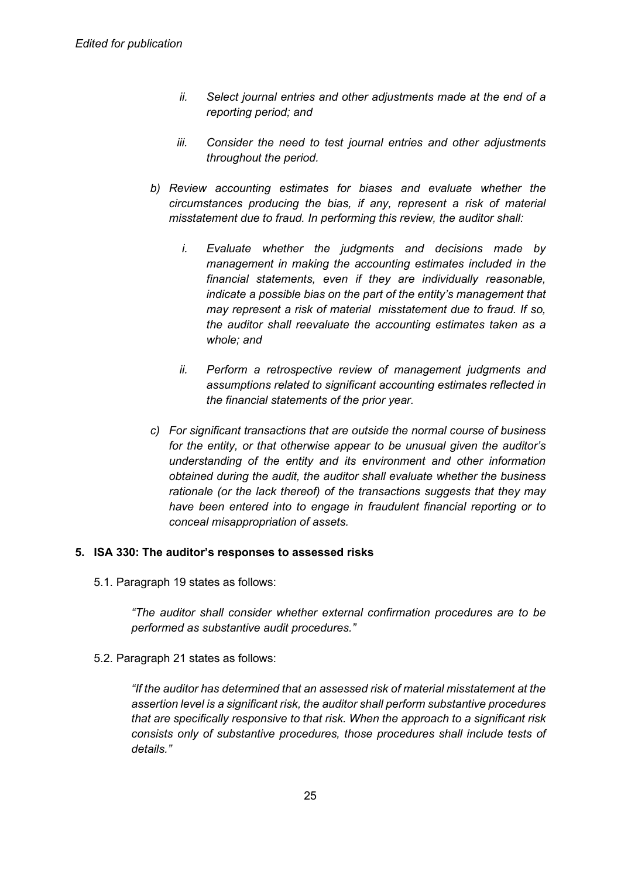*Edited for publication*

> *ii. Select journal entries and other adjustments made at the end of a reporting period; and*
>
> *iii. Consider the need to test journal entries and other adjustments throughout the period.*

> *b) Review accounting estimates for biases and evaluate whether the circumstances producing the bias, if any, represent a risk of material misstatement due to fraud. In performing this review, the auditor shall:*
>
> > *i. Evaluate whether the judgments and decisions made by management in making the accounting estimates included in the financial statements, even if they are individually reasonable, indicate a possible bias on the part of the entity's management that may represent a risk of material misstatement due to fraud. If so, the auditor shall reevaluate the accounting estimates taken as a whole; and*
> >
> > *ii. Perform a retrospective review of management judgments and assumptions related to significant accounting estimates reflected in the financial statements of the prior year.*
>
> *c) For significant transactions that are outside the normal course of business for the entity, or that otherwise appear to be unusual given the auditor's understanding of the entity and its environment and other information obtained during the audit, the auditor shall evaluate whether the business rationale (or the lack thereof) of the transactions suggests that they may have been entered into to engage in fraudulent financial reporting or to conceal misappropriation of assets.*

**5. ISA 330: The auditor's responses to assessed risks**

5.1. Paragraph 19 states as follows:

> *"The auditor shall consider whether external confirmation procedures are to be performed as substantive audit procedures."*

5.2. Paragraph 21 states as follows:

> *"If the auditor has determined that an assessed risk of material misstatement at the assertion level is a significant risk, the auditor shall perform substantive procedures that are specifically responsive to that risk. When the approach to a significant risk consists only of substantive procedures, those procedures shall include tests of details."*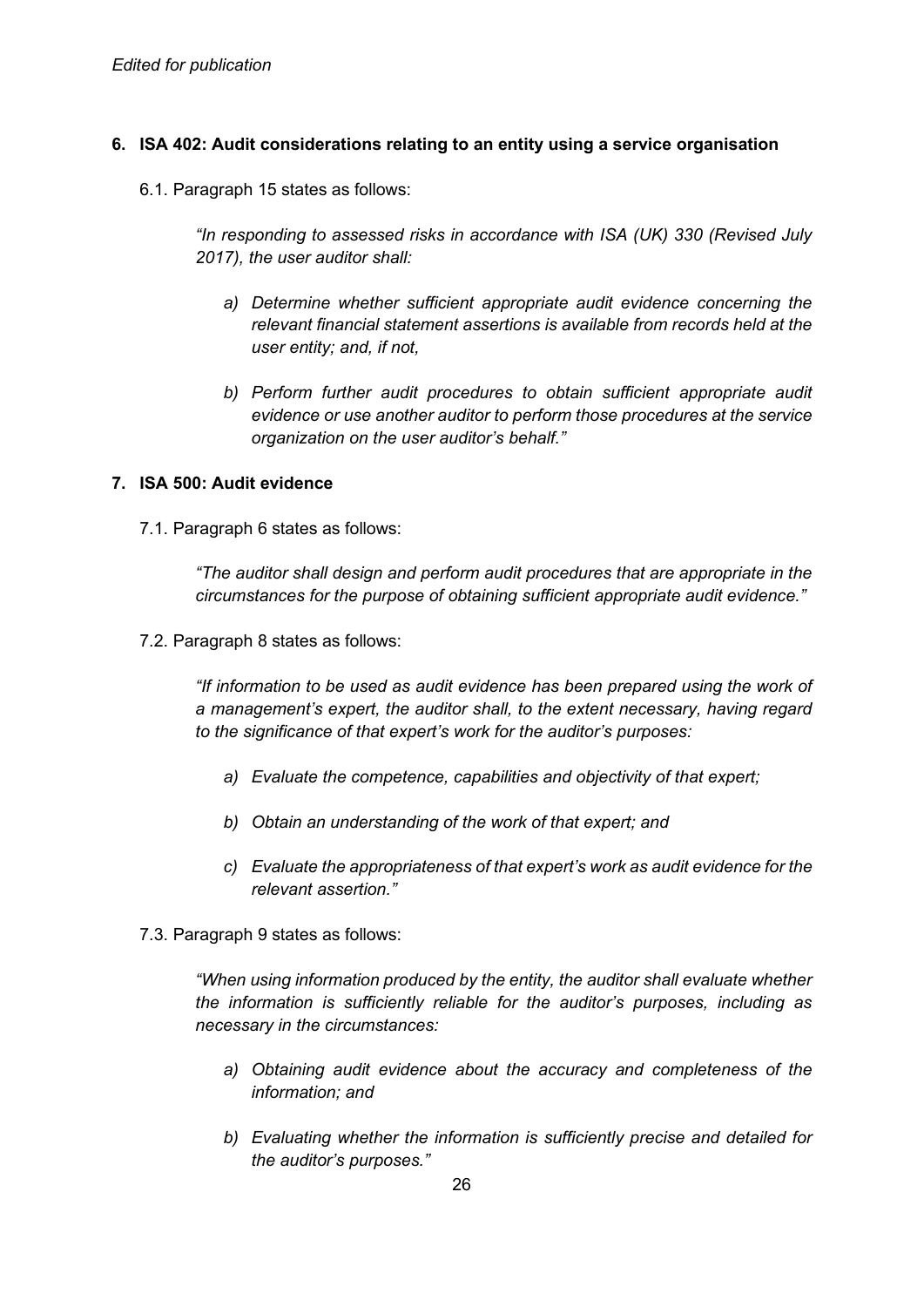*Edited for publication*

## 6. ISA 402: Audit considerations relating to an entity using a service organisation

6.1. Paragraph 15 states as follows:

> *"In responding to assessed risks in accordance with ISA (UK) 330 (Revised July 2017), the user auditor shall:*
>
> *a) Determine whether sufficient appropriate audit evidence concerning the relevant financial statement assertions is available from records held at the user entity; and, if not,*
>
> *b) Perform further audit procedures to obtain sufficient appropriate audit evidence or use another auditor to perform those procedures at the service organization on the user auditor's behalf."*

## 7. ISA 500: Audit evidence

7.1. Paragraph 6 states as follows:

> *"The auditor shall design and perform audit procedures that are appropriate in the circumstances for the purpose of obtaining sufficient appropriate audit evidence."*

7.2. Paragraph 8 states as follows:

> *"If information to be used as audit evidence has been prepared using the work of a management's expert, the auditor shall, to the extent necessary, having regard to the significance of that expert's work for the auditor's purposes:*
>
> *a) Evaluate the competence, capabilities and objectivity of that expert;*
>
> *b) Obtain an understanding of the work of that expert; and*
>
> *c) Evaluate the appropriateness of that expert's work as audit evidence for the relevant assertion."*

7.3. Paragraph 9 states as follows:

> *"When using information produced by the entity, the auditor shall evaluate whether the information is sufficiently reliable for the auditor's purposes, including as necessary in the circumstances:*
>
> *a) Obtaining audit evidence about the accuracy and completeness of the information; and*
>
> *b) Evaluating whether the information is sufficiently precise and detailed for the auditor's purposes."*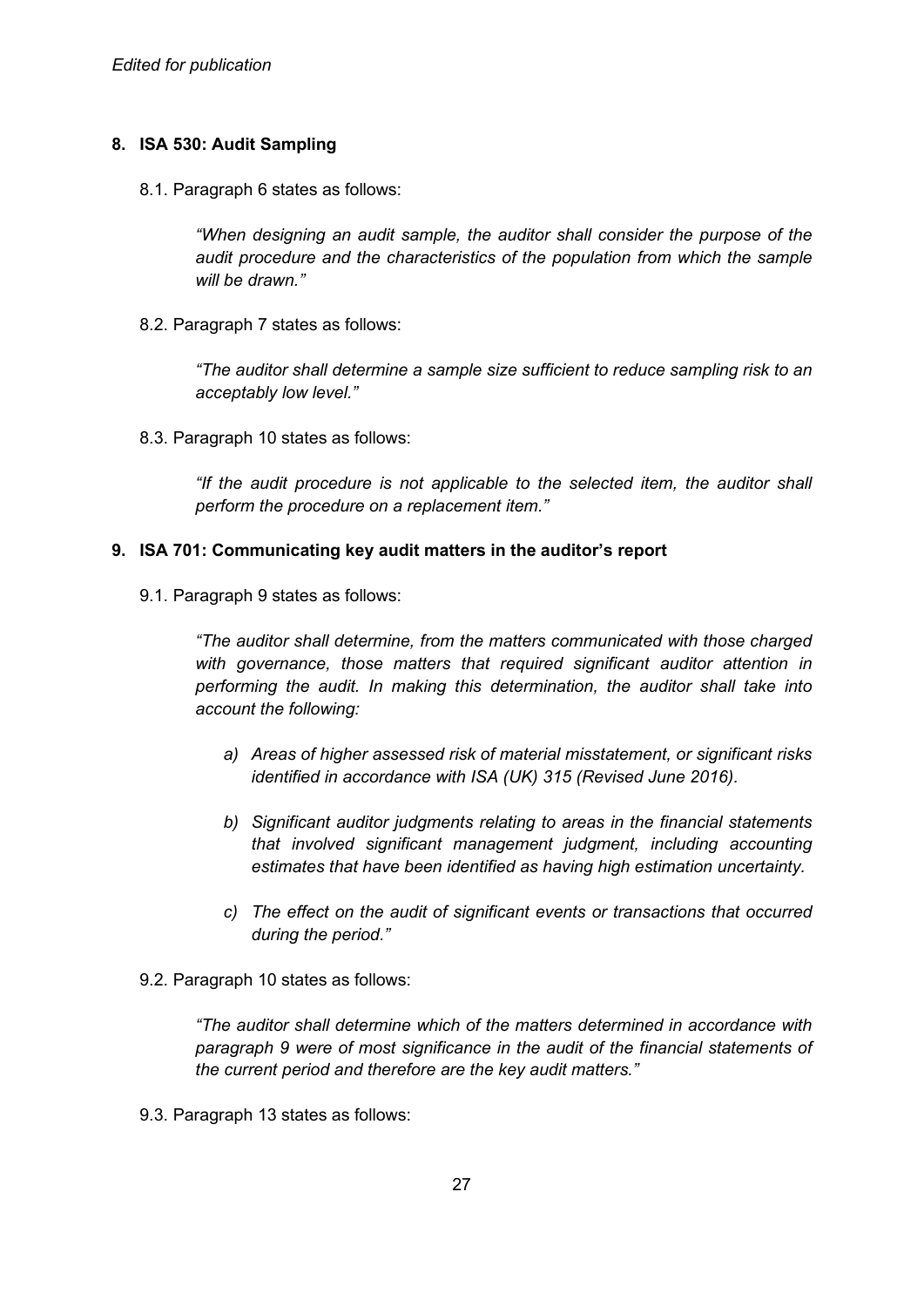*Edited for publication*

## 8. ISA 530: Audit Sampling

8.1. Paragraph 6 states as follows:

> *"When designing an audit sample, the auditor shall consider the purpose of the audit procedure and the characteristics of the population from which the sample will be drawn."*

8.2. Paragraph 7 states as follows:

> *"The auditor shall determine a sample size sufficient to reduce sampling risk to an acceptably low level."*

8.3. Paragraph 10 states as follows:

> *"If the audit procedure is not applicable to the selected item, the auditor shall perform the procedure on a replacement item."*

## 9. ISA 701: Communicating key audit matters in the auditor's report

9.1. Paragraph 9 states as follows:

> *"The auditor shall determine, from the matters communicated with those charged with governance, those matters that required significant auditor attention in performing the audit. In making this determination, the auditor shall take into account the following:*
>
> *a) Areas of higher assessed risk of material misstatement, or significant risks identified in accordance with ISA (UK) 315 (Revised June 2016).*
>
> *b) Significant auditor judgments relating to areas in the financial statements that involved significant management judgment, including accounting estimates that have been identified as having high estimation uncertainty.*
>
> *c) The effect on the audit of significant events or transactions that occurred during the period."*

9.2. Paragraph 10 states as follows:

> *"The auditor shall determine which of the matters determined in accordance with paragraph 9 were of most significance in the audit of the financial statements of the current period and therefore are the key audit matters."*

9.3. Paragraph 13 states as follows: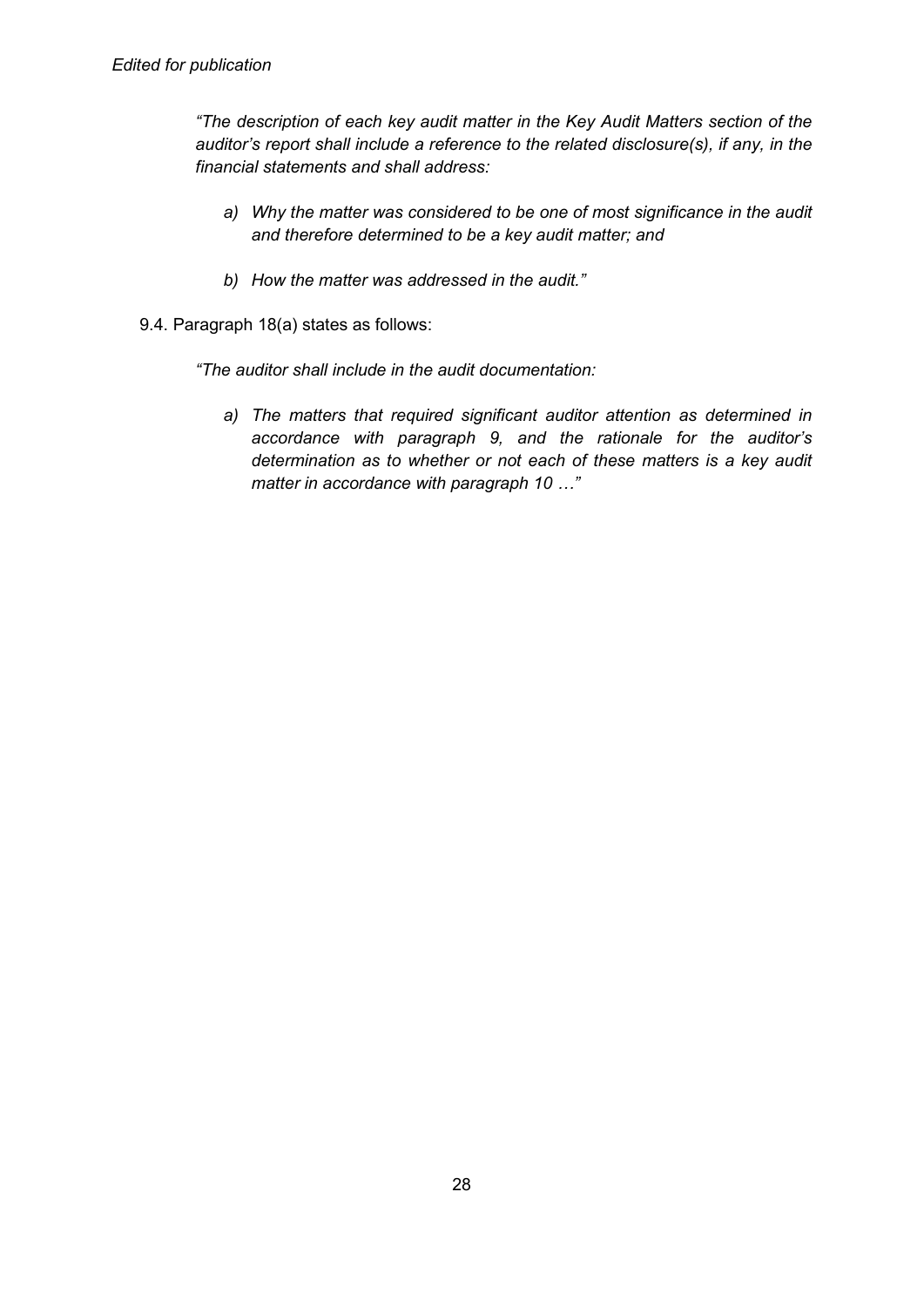*"The description of each key audit matter in the Key Audit Matters section of the auditor's report shall include a reference to the related disclosure(s), if any, in the financial statements and shall address:*

> *a) Why the matter was considered to be one of most significance in the audit and therefore determined to be a key audit matter; and*
>
> *b) How the matter was addressed in the audit."*

9.4. Paragraph 18(a) states as follows:

*"The auditor shall include in the audit documentation:*

> *a) The matters that required significant auditor attention as determined in accordance with paragraph 9, and the rationale for the auditor's determination as to whether or not each of these matters is a key audit matter in accordance with paragraph 10 …"*